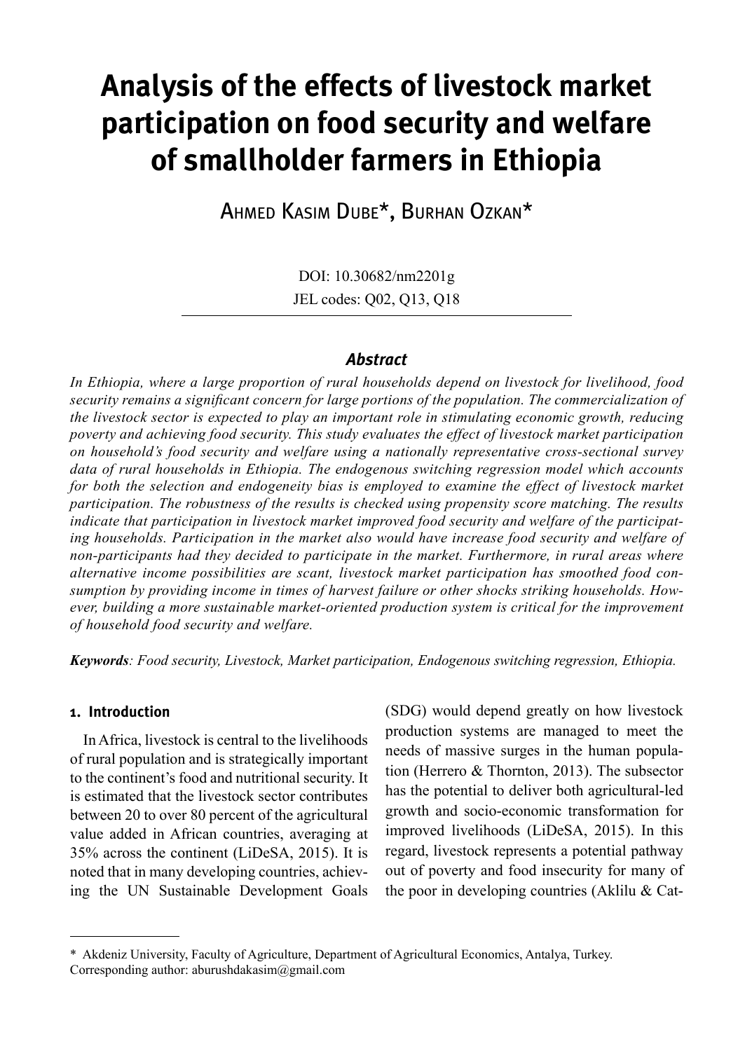# Analysis of the effects of livestock market participation on food security and welfare of smallholder farmers in Ethiopia

Ahmed Kasim Dube*, Burhan Ozkan*

DOI: 10.30682/nm2201g

JEL codes: Q02, Q13, Q18

### Abstract

*In Ethiopia, where a large proportion of rural households depend on livestock for livelihood, food security remains a significant concern for large portions of the population. The commercialization of the livestock sector is expected to play an important role in stimulating economic growth, reducing poverty and achieving food security. This study evaluates the effect of livestock market participation on household's food security and welfare using a nationally representative cross-sectional survey data of rural households in Ethiopia. The endogenous switching regression model which accounts for both the selection and endogeneity bias is employed to examine the effect of livestock market participation. The robustness of the results is checked using propensity score matching. The results indicate that participation in livestock market improved food security and welfare of the participating households. Participation in the market also would have increase food security and welfare of non-participants had they decided to participate in the market. Furthermore, in rural areas where alternative income possibilities are scant, livestock market participation has smoothed food consumption by providing income in times of harvest failure or other shocks striking households. However, building a more sustainable market-oriented production system is critical for the improvement of household food security and welfare.*

***Keywords**: Food security, Livestock, Market participation, Endogenous switching regression, Ethiopia.*

## 1. Introduction

In Africa, livestock is central to the livelihoods of rural population and is strategically important to the continent's food and nutritional security. It is estimated that the livestock sector contributes between 20 to over 80 percent of the agricultural value added in African countries, averaging at 35% across the continent (LiDeSA, 2015). It is noted that in many developing countries, achieving the UN Sustainable Development Goals (SDG) would depend greatly on how livestock production systems are managed to meet the needs of massive surges in the human population (Herrero & Thornton, 2013). The subsector has the potential to deliver both agricultural-led growth and socio-economic transformation for improved livelihoods (LiDeSA, 2015). In this regard, livestock represents a potential pathway out of poverty and food insecurity for many of the poor in developing countries (Aklilu & Cat-

---

\* Akdeniz University, Faculty of Agriculture, Department of Agricultural Economics, Antalya, Turkey.
Corresponding author: aburushdakasim@gmail.com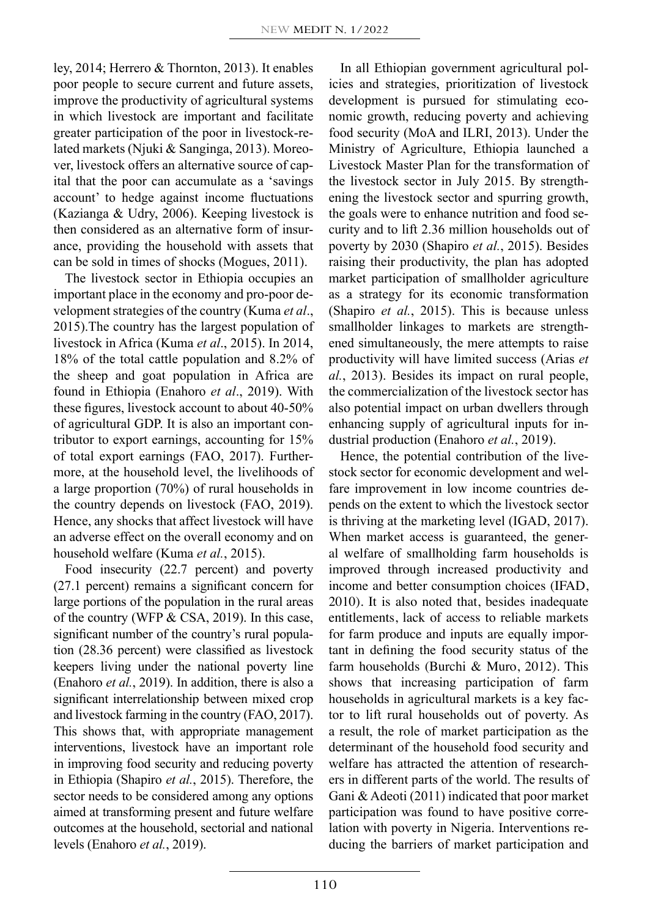ley, 2014; Herrero & Thornton, 2013). It enables poor people to secure current and future assets, improve the productivity of agricultural systems in which livestock are important and facilitate greater participation of the poor in livestock-related markets (Njuki & Sanginga, 2013). Moreover, livestock offers an alternative source of capital that the poor can accumulate as a 'savings account' to hedge against income fluctuations (Kazianga & Udry, 2006). Keeping livestock is then considered as an alternative form of insurance, providing the household with assets that can be sold in times of shocks (Mogues, 2011).

The livestock sector in Ethiopia occupies an important place in the economy and pro-poor development strategies of the country (Kuma *et al*., 2015).The country has the largest population of livestock in Africa (Kuma *et al*., 2015). In 2014, 18% of the total cattle population and 8.2% of the sheep and goat population in Africa are found in Ethiopia (Enahoro *et al*., 2019). With these figures, livestock account to about 40-50% of agricultural GDP. It is also an important contributor to export earnings, accounting for 15% of total export earnings (FAO, 2017). Furthermore, at the household level, the livelihoods of a large proportion (70%) of rural households in the country depends on livestock (FAO, 2019). Hence, any shocks that affect livestock will have an adverse effect on the overall economy and on household welfare (Kuma *et al.*, 2015).

Food insecurity (22.7 percent) and poverty (27.1 percent) remains a significant concern for large portions of the population in the rural areas of the country (WFP & CSA, 2019). In this case, significant number of the country's rural population (28.36 percent) were classified as livestock keepers living under the national poverty line (Enahoro *et al.*, 2019). In addition, there is also a significant interrelationship between mixed crop and livestock farming in the country (FAO, 2017). This shows that, with appropriate management interventions, livestock have an important role in improving food security and reducing poverty in Ethiopia (Shapiro *et al.*, 2015). Therefore, the sector needs to be considered among any options aimed at transforming present and future welfare outcomes at the household, sectorial and national levels (Enahoro *et al.*, 2019).

In all Ethiopian government agricultural policies and strategies, prioritization of livestock development is pursued for stimulating economic growth, reducing poverty and achieving food security (MoA and ILRI, 2013). Under the Ministry of Agriculture, Ethiopia launched a Livestock Master Plan for the transformation of the livestock sector in July 2015. By strengthening the livestock sector and spurring growth, the goals were to enhance nutrition and food security and to lift 2.36 million households out of poverty by 2030 (Shapiro *et al.*, 2015). Besides raising their productivity, the plan has adopted market participation of smallholder agriculture as a strategy for its economic transformation (Shapiro *et al.*, 2015). This is because unless smallholder linkages to markets are strengthened simultaneously, the mere attempts to raise productivity will have limited success (Arias *et al.*, 2013). Besides its impact on rural people, the commercialization of the livestock sector has also potential impact on urban dwellers through enhancing supply of agricultural inputs for industrial production (Enahoro *et al.*, 2019).

Hence, the potential contribution of the livestock sector for economic development and welfare improvement in low income countries depends on the extent to which the livestock sector is thriving at the marketing level (IGAD, 2017). When market access is guaranteed, the general welfare of smallholding farm households is improved through increased productivity and income and better consumption choices (IFAD, 2010). It is also noted that, besides inadequate entitlements, lack of access to reliable markets for farm produce and inputs are equally important in defining the food security status of the farm households (Burchi & Muro, 2012). This shows that increasing participation of farm households in agricultural markets is a key factor to lift rural households out of poverty. As a result, the role of market participation as the determinant of the household food security and welfare has attracted the attention of researchers in different parts of the world. The results of Gani & Adeoti (2011) indicated that poor market participation was found to have positive correlation with poverty in Nigeria. Interventions reducing the barriers of market participation and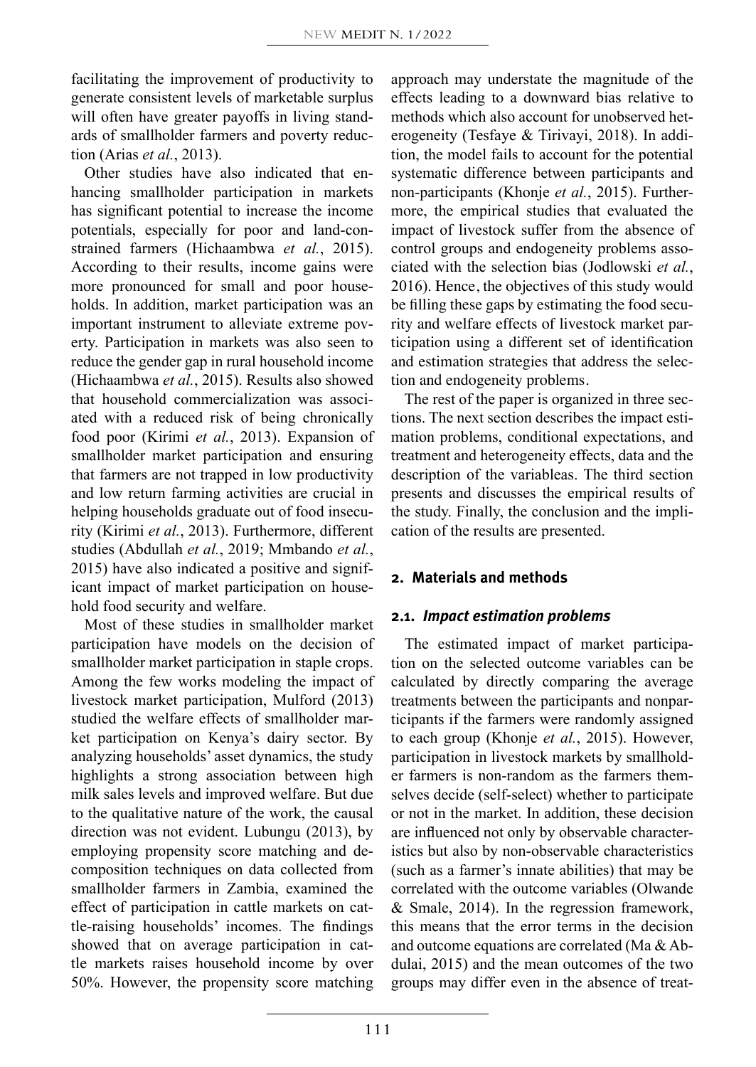facilitating the improvement of productivity to generate consistent levels of marketable surplus will often have greater payoffs in living standards of smallholder farmers and poverty reduction (Arias *et al.*, 2013).

Other studies have also indicated that enhancing smallholder participation in markets has significant potential to increase the income potentials, especially for poor and land-constrained farmers (Hichaambwa *et al.*, 2015). According to their results, income gains were more pronounced for small and poor households. In addition, market participation was an important instrument to alleviate extreme poverty. Participation in markets was also seen to reduce the gender gap in rural household income (Hichaambwa *et al.*, 2015). Results also showed that household commercialization was associated with a reduced risk of being chronically food poor (Kirimi *et al.*, 2013). Expansion of smallholder market participation and ensuring that farmers are not trapped in low productivity and low return farming activities are crucial in helping households graduate out of food insecurity (Kirimi *et al.*, 2013). Furthermore, different studies (Abdullah *et al.*, 2019; Mmbando *et al.*, 2015) have also indicated a positive and significant impact of market participation on household food security and welfare.

Most of these studies in smallholder market participation have models on the decision of smallholder market participation in staple crops. Among the few works modeling the impact of livestock market participation, Mulford (2013) studied the welfare effects of smallholder market participation on Kenya's dairy sector. By analyzing households' asset dynamics, the study highlights a strong association between high milk sales levels and improved welfare. But due to the qualitative nature of the work, the causal direction was not evident. Lubungu (2013), by employing propensity score matching and decomposition techniques on data collected from smallholder farmers in Zambia, examined the effect of participation in cattle markets on cattle-raising households' incomes. The findings showed that on average participation in cattle markets raises household income by over 50%. However, the propensity score matching approach may understate the magnitude of the effects leading to a downward bias relative to methods which also account for unobserved heterogeneity (Tesfaye & Tirivayi, 2018). In addition, the model fails to account for the potential systematic difference between participants and non-participants (Khonje *et al.*, 2015). Furthermore, the empirical studies that evaluated the impact of livestock suffer from the absence of control groups and endogeneity problems associated with the selection bias (Jodlowski *et al.*, 2016). Hence, the objectives of this study would be filling these gaps by estimating the food security and welfare effects of livestock market participation using a different set of identification and estimation strategies that address the selection and endogeneity problems.

The rest of the paper is organized in three sections. The next section describes the impact estimation problems, conditional expectations, and treatment and heterogeneity effects, data and the description of the variableas. The third section presents and discusses the empirical results of the study. Finally, the conclusion and the implication of the results are presented.

## 2. Materials and methods

### 2.1. *Impact estimation problems*

The estimated impact of market participation on the selected outcome variables can be calculated by directly comparing the average treatments between the participants and nonparticipants if the farmers were randomly assigned to each group (Khonje *et al.*, 2015). However, participation in livestock markets by smallholder farmers is non-random as the farmers themselves decide (self-select) whether to participate or not in the market. In addition, these decision are influenced not only by observable characteristics but also by non-observable characteristics (such as a farmer's innate abilities) that may be correlated with the outcome variables (Olwande & Smale, 2014). In the regression framework, this means that the error terms in the decision and outcome equations are correlated (Ma & Abdulai, 2015) and the mean outcomes of the two groups may differ even in the absence of treat-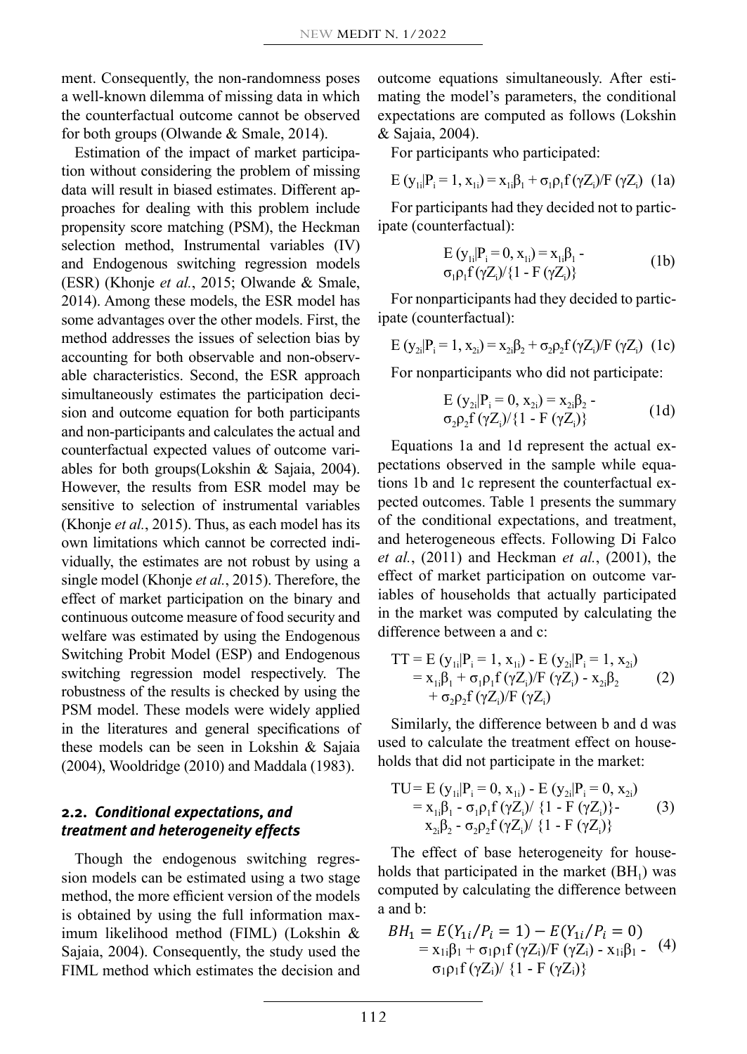ment. Consequently, the non-randomness poses a well-known dilemma of missing data in which the counterfactual outcome cannot be observed for both groups (Olwande & Smale, 2014).

Estimation of the impact of market participation without considering the problem of missing data will result in biased estimates. Different approaches for dealing with this problem include propensity score matching (PSM), the Heckman selection method, Instrumental variables (IV) and Endogenous switching regression models (ESR) (Khonje *et al.*, 2015; Olwande & Smale, 2014). Among these models, the ESR model has some advantages over the other models. First, the method addresses the issues of selection bias by accounting for both observable and non-observable characteristics. Second, the ESR approach simultaneously estimates the participation decision and outcome equation for both participants and non-participants and calculates the actual and counterfactual expected values of outcome variables for both groups(Lokshin & Sajaia, 2004). However, the results from ESR model may be sensitive to selection of instrumental variables (Khonje *et al.*, 2015). Thus, as each model has its own limitations which cannot be corrected individually, the estimates are not robust by using a single model (Khonje *et al.*, 2015). Therefore, the effect of market participation on the binary and continuous outcome measure of food security and welfare was estimated by using the Endogenous Switching Probit Model (ESP) and Endogenous switching regression model respectively. The robustness of the results is checked by using the PSM model. These models were widely applied in the literatures and general specifications of these models can be seen in Lokshin & Sajaia (2004), Wooldridge (2010) and Maddala (1983).

## 2.2. *Conditional expectations, and treatment and heterogeneity effects*

Though the endogenous switching regression models can be estimated using a two stage method, the more efficient version of the models is obtained by using the full information maximum likelihood method (FIML) (Lokshin & Sajaia, 2004). Consequently, the study used the FIML method which estimates the decision and outcome equations simultaneously. After estimating the model's parameters, the conditional expectations are computed as follows (Lokshin & Sajaia, 2004).

For participants who participated:

$$E\,(y_{1i}|P_i = 1, x_{1i}) = x_{1i}\beta_1 + \sigma_1\rho_1 f\,(\gamma Z_i)/F\,(\gamma Z_i) \quad (1a)$$

For participants had they decided not to participate (counterfactual):

$$E\,(y_{1i}|P_i = 0, x_{1i}) = x_{1i}\beta_1 - \sigma_1\rho_1 f\,(\gamma Z_i)/\{1 - F\,(\gamma Z_i)\} \quad (1b)$$

For nonparticipants had they decided to participate (counterfactual):

$$E\,(y_{2i}|P_i = 1, x_{2i}) = x_{2i}\beta_2 + \sigma_2\rho_2 f\,(\gamma Z_i)/F\,(\gamma Z_i) \quad (1c)$$

For nonparticipants who did not participate:

$$E\,(y_{2i}|P_i = 0, x_{2i}) = x_{2i}\beta_2 - \sigma_2\rho_2 f\,(\gamma Z_i)/\{1 - F\,(\gamma Z_i)\} \quad (1d)$$

Equations 1a and 1d represent the actual expectations observed in the sample while equations 1b and 1c represent the counterfactual expected outcomes. Table 1 presents the summary of the conditional expectations, and treatment, and heterogeneous effects. Following Di Falco *et al.*, (2011) and Heckman *et al.*, (2001), the effect of market participation on outcome variables of households that actually participated in the market was computed by calculating the difference between a and c:

$$\begin{aligned} TT &= E\,(y_{1i}|P_i = 1, x_{1i}) - E\,(y_{2i}|P_i = 1, x_{2i}) \\ &= x_{1i}\beta_1 + \sigma_1\rho_1 f\,(\gamma Z_i)/F\,(\gamma Z_i) - x_{2i}\beta_2 \\ &\quad + \sigma_2\rho_2 f\,(\gamma Z_i)/F\,(\gamma Z_i) \end{aligned} \quad (2)$$

Similarly, the difference between b and d was used to calculate the treatment effect on households that did not participate in the market:

$$\begin{aligned} TU &= E\,(y_{1i}|P_i = 0, x_{1i}) - E\,(y_{2i}|P_i = 0, x_{2i}) \\ &= x_{1i}\beta_1 - \sigma_1\rho_1 f\,(\gamma Z_i)/\{1 - F\,(\gamma Z_i)\} - \\ &\quad x_{2i}\beta_2 - \sigma_2\rho_2 f\,(\gamma Z_i)/\{1 - F\,(\gamma Z_i)\} \end{aligned} \quad (3)$$

The effect of base heterogeneity for households that participated in the market ($BH_1$) was computed by calculating the difference between a and b:

$$\begin{aligned} BH_1 &= E(Y_{1i}/P_i = 1) - E(Y_{1i}/P_i = 0) \\ &= x_{1i}\beta_1 + \sigma_1\rho_1 f\,(\gamma Z_i)/F\,(\gamma Z_i) - x_{1i}\beta_1 - \\ &\quad \sigma_1\rho_1 f\,(\gamma Z_i)/\{1 - F\,(\gamma Z_i)\} \end{aligned} \quad (4)$$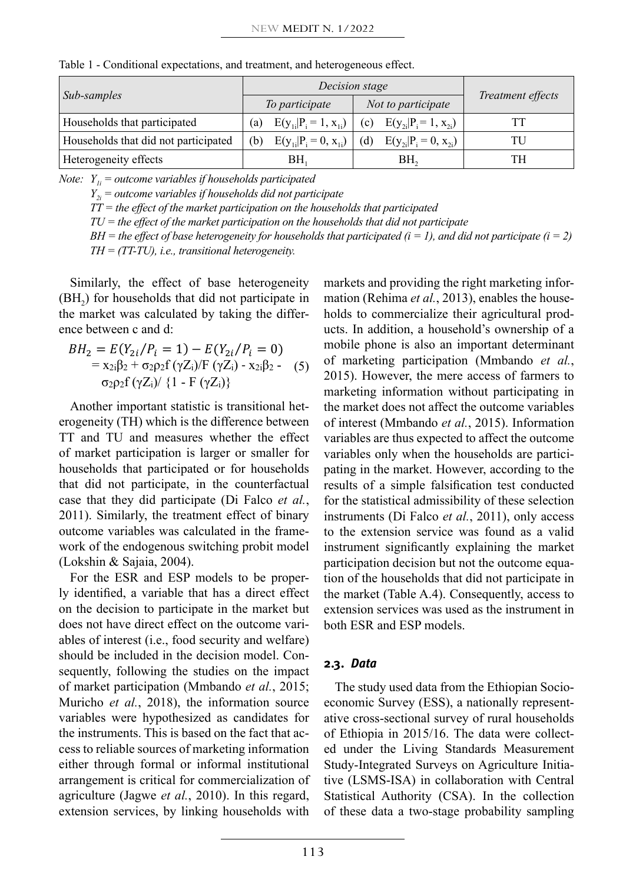Table 1 - Conditional expectations, and treatment, and heterogeneous effect.

| Sub-samples | *Decision stage* | | Treatment effects |
|---|---|---|---|
| | *To participate* | *Not to participate* | |
| Households that participated | (a) $E(y_{1i}\|P_i = 1, x_{1i})$ | (c) $E(y_{2i}\|P_i = 1, x_{2i})$ | TT |
| Households that did not participate | (b) $E(y_{1i}\|P_i = 0, x_{1i})$ | (d) $E(y_{2i}\|P_i = 0, x_{2i})$ | TU |
| Heterogeneity effects | $BH_1$ | $BH_2$ | TH |

*Note: $Y_{1i}$ = outcome variables if households participated*
*$Y_{2i}$ = outcome variables if households did not participate*
*TT = the effect of the market participation on the households that participated*
*TU = the effect of the market participation on the households that did not participate*
*BH = the effect of base heterogeneity for households that participated (i = 1), and did not participate (i = 2)*
*TH = (TT-TU), i.e., transitional heterogeneity.*

Similarly, the effect of base heterogeneity ($BH_2$) for households that did not participate in the market was calculated by taking the difference between c and d:

$$BH_2 = E(Y_{2i}/P_i = 1) - E(Y_{2i}/P_i = 0) = x_{2i}\beta_2 + \sigma_2\rho_2 f(\gamma Z_i)/F(\gamma Z_i) - x_{2i}\beta_2 - \sigma_2\rho_2 f(\gamma Z_i)/\{1 - F(\gamma Z_i)\} \quad (5)$$

Another important statistic is transitional heterogeneity (TH) which is the difference between TT and TU and measures whether the effect of market participation is larger or smaller for households that participated or for households that did not participate, in the counterfactual case that they did participate (Di Falco *et al.*, 2011). Similarly, the treatment effect of binary outcome variables was calculated in the framework of the endogenous switching probit model (Lokshin & Sajaia, 2004).

For the ESR and ESP models to be properly identified, a variable that has a direct effect on the decision to participate in the market but does not have direct effect on the outcome variables of interest (i.e., food security and welfare) should be included in the decision model. Consequently, following the studies on the impact of market participation (Mmbando *et al.*, 2015; Muricho *et al.*, 2018), the information source variables were hypothesized as candidates for the instruments. This is based on the fact that access to reliable sources of marketing information either through formal or informal institutional arrangement is critical for commercialization of agriculture (Jagwe *et al.*, 2010). In this regard, extension services, by linking households with markets and providing the right marketing information (Rehima *et al.*, 2013), enables the households to commercialize their agricultural products. In addition, a household's ownership of a mobile phone is also an important determinant of marketing participation (Mmbando *et al.*, 2015). However, the mere access of farmers to marketing information without participating in the market does not affect the outcome variables of interest (Mmbando *et al.*, 2015). Information variables are thus expected to affect the outcome variables only when the households are participating in the market. However, according to the results of a simple falsification test conducted for the statistical admissibility of these selection instruments (Di Falco *et al.*, 2011), only access to the extension service was found as a valid instrument significantly explaining the market participation decision but not the outcome equation of the households that did not participate in the market (Table A.4). Consequently, access to extension services was used as the instrument in both ESR and ESP models.

### 2.3. *Data*

The study used data from the Ethiopian Socioeconomic Survey (ESS), a nationally representative cross-sectional survey of rural households of Ethiopia in 2015/16. The data were collected under the Living Standards Measurement Study-Integrated Surveys on Agriculture Initiative (LSMS-ISA) in collaboration with Central Statistical Authority (CSA). In the collection of these data a two-stage probability sampling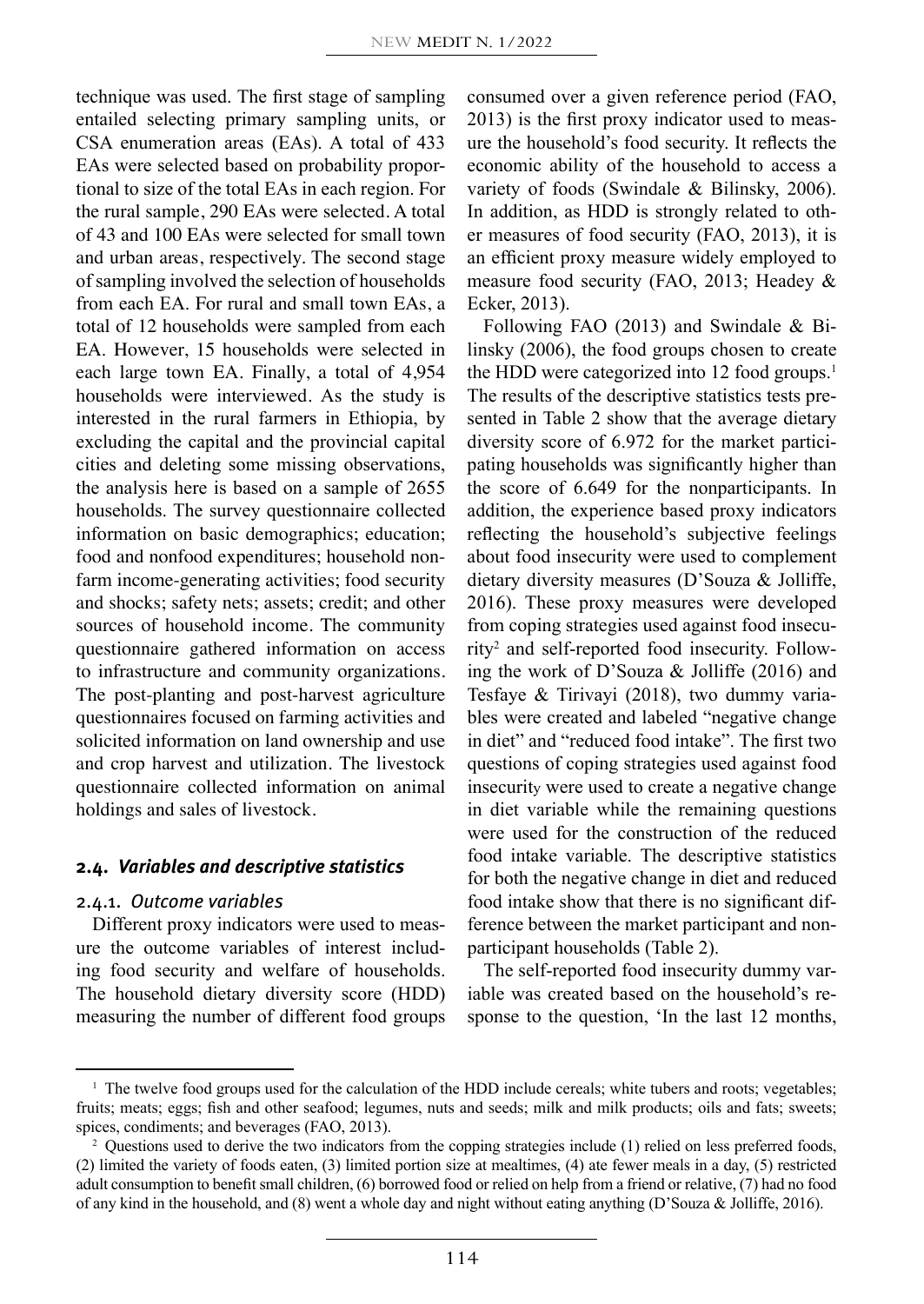technique was used. The first stage of sampling entailed selecting primary sampling units, or CSA enumeration areas (EAs). A total of 433 EAs were selected based on probability proportional to size of the total EAs in each region. For the rural sample, 290 EAs were selected. A total of 43 and 100 EAs were selected for small town and urban areas, respectively. The second stage of sampling involved the selection of households from each EA. For rural and small town EAs, a total of 12 households were sampled from each EA. However, 15 households were selected in each large town EA. Finally, a total of 4,954 households were interviewed. As the study is interested in the rural farmers in Ethiopia, by excluding the capital and the provincial capital cities and deleting some missing observations, the analysis here is based on a sample of 2655 households. The survey questionnaire collected information on basic demographics; education; food and nonfood expenditures; household nonfarm income-generating activities; food security and shocks; safety nets; assets; credit; and other sources of household income. The community questionnaire gathered information on access to infrastructure and community organizations. The post-planting and post-harvest agriculture questionnaires focused on farming activities and solicited information on land ownership and use and crop harvest and utilization. The livestock questionnaire collected information on animal holdings and sales of livestock.

### 2.4. *Variables and descriptive statistics*

#### 2.4.1. *Outcome variables*

Different proxy indicators were used to measure the outcome variables of interest including food security and welfare of households. The household dietary diversity score (HDD) measuring the number of different food groups consumed over a given reference period (FAO, 2013) is the first proxy indicator used to measure the household's food security. It reflects the economic ability of the household to access a variety of foods (Swindale & Bilinsky, 2006). In addition, as HDD is strongly related to other measures of food security (FAO, 2013), it is an efficient proxy measure widely employed to measure food security (FAO, 2013; Headey & Ecker, 2013).

Following FAO (2013) and Swindale & Bilinsky (2006), the food groups chosen to create the HDD were categorized into 12 food groups.[1] The results of the descriptive statistics tests presented in Table 2 show that the average dietary diversity score of 6.972 for the market participating households was significantly higher than the score of 6.649 for the nonparticipants. In addition, the experience based proxy indicators reflecting the household's subjective feelings about food insecurity were used to complement dietary diversity measures (D'Souza & Jolliffe, 2016). These proxy measures were developed from coping strategies used against food insecurity[2] and self-reported food insecurity. Following the work of D'Souza & Jolliffe (2016) and Tesfaye & Tirivayi (2018), two dummy variables were created and labeled "negative change in diet" and "reduced food intake". The first two questions of coping strategies used against food insecurity were used to create a negative change in diet variable while the remaining questions were used for the construction of the reduced food intake variable. The descriptive statistics for both the negative change in diet and reduced food intake show that there is no significant difference between the market participant and nonparticipant households (Table 2).

The self-reported food insecurity dummy variable was created based on the household's response to the question, 'In the last 12 months,

---

[1] The twelve food groups used for the calculation of the HDD include cereals; white tubers and roots; vegetables; fruits; meats; eggs; fish and other seafood; legumes, nuts and seeds; milk and milk products; oils and fats; sweets; spices, condiments; and beverages (FAO, 2013).

[2] Questions used to derive the two indicators from the copping strategies include (1) relied on less preferred foods, (2) limited the variety of foods eaten, (3) limited portion size at mealtimes, (4) ate fewer meals in a day, (5) restricted adult consumption to benefit small children, (6) borrowed food or relied on help from a friend or relative, (7) had no food of any kind in the household, and (8) went a whole day and night without eating anything (D'Souza & Jolliffe, 2016).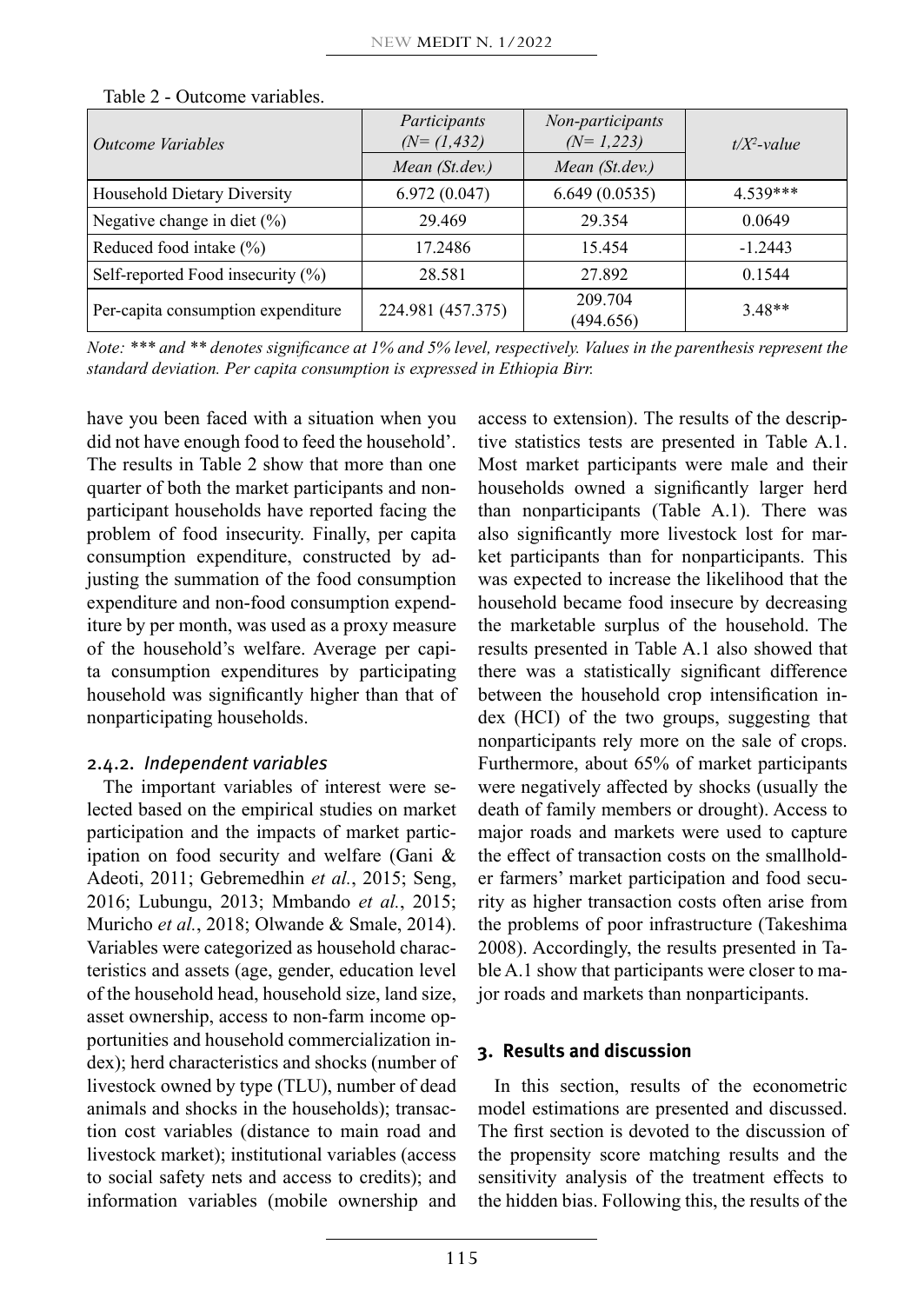Table 2 - Outcome variables.

| *Outcome Variables* | *Participants (N= (1,432)* | *Non-participants (N= 1,223)* | *t/X²-value* |
|---|---|---|---|
| | *Mean (St.dev.)* | *Mean (St.dev.)* | |
| Household Dietary Diversity | 6.972 (0.047) | 6.649 (0.0535) | 4.539*** |
| Negative change in diet (%) | 29.469 | 29.354 | 0.0649 |
| Reduced food intake (%) | 17.2486 | 15.454 | -1.2443 |
| Self-reported Food insecurity (%) | 28.581 | 27.892 | 0.1544 |
| Per-capita consumption expenditure | 224.981 (457.375) | 209.704 (494.656) | 3.48** |

*Note: *** and ** denotes significance at 1% and 5% level, respectively. Values in the parenthesis represent the standard deviation. Per capita consumption is expressed in Ethiopia Birr.*

have you been faced with a situation when you did not have enough food to feed the household'. The results in Table 2 show that more than one quarter of both the market participants and nonparticipant households have reported facing the problem of food insecurity. Finally, per capita consumption expenditure, constructed by adjusting the summation of the food consumption expenditure and non-food consumption expenditure by per month, was used as a proxy measure of the household's welfare. Average per capita consumption expenditures by participating household was significantly higher than that of nonparticipating households.

### 2.4.2. *Independent variables*

The important variables of interest were selected based on the empirical studies on market participation and the impacts of market participation on food security and welfare (Gani & Adeoti, 2011; Gebremedhin *et al.*, 2015; Seng, 2016; Lubungu, 2013; Mmbando *et al.*, 2015; Muricho *et al.*, 2018; Olwande & Smale, 2014). Variables were categorized as household characteristics and assets (age, gender, education level of the household head, household size, land size, asset ownership, access to non-farm income opportunities and household commercialization index); herd characteristics and shocks (number of livestock owned by type (TLU), number of dead animals and shocks in the households); transaction cost variables (distance to main road and livestock market); institutional variables (access to social safety nets and access to credits); and information variables (mobile ownership and access to extension). The results of the descriptive statistics tests are presented in Table A.1. Most market participants were male and their households owned a significantly larger herd than nonparticipants (Table A.1). There was also significantly more livestock lost for market participants than for nonparticipants. This was expected to increase the likelihood that the household became food insecure by decreasing the marketable surplus of the household. The results presented in Table A.1 also showed that there was a statistically significant difference between the household crop intensification index (HCI) of the two groups, suggesting that nonparticipants rely more on the sale of crops. Furthermore, about 65% of market participants were negatively affected by shocks (usually the death of family members or drought). Access to major roads and markets were used to capture the effect of transaction costs on the smallholder farmers' market participation and food security as higher transaction costs often arise from the problems of poor infrastructure (Takeshima 2008). Accordingly, the results presented in Table A.1 show that participants were closer to major roads and markets than nonparticipants.

## 3. Results and discussion

In this section, results of the econometric model estimations are presented and discussed. The first section is devoted to the discussion of the propensity score matching results and the sensitivity analysis of the treatment effects to the hidden bias. Following this, the results of the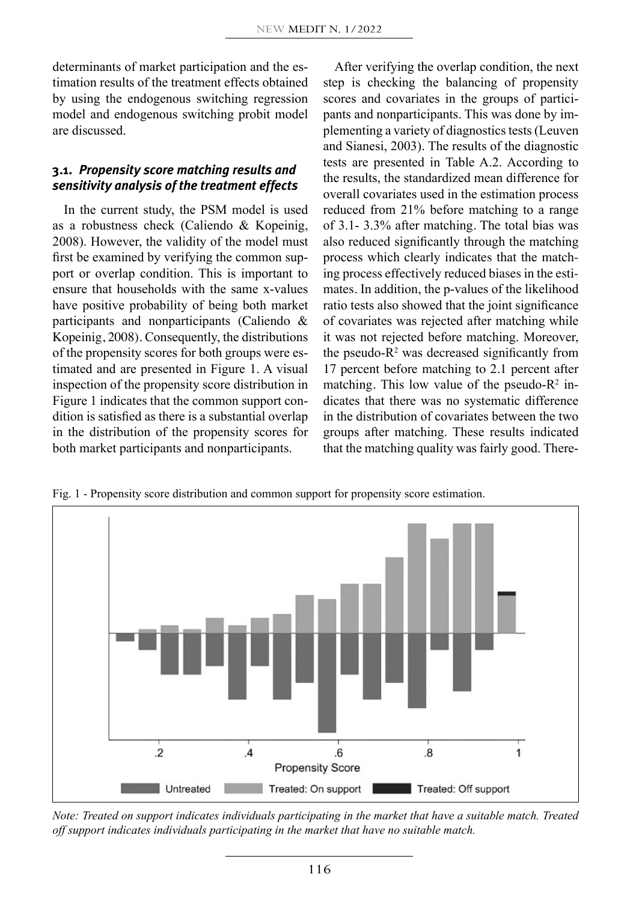determinants of market participation and the estimation results of the treatment effects obtained by using the endogenous switching regression model and endogenous switching probit model are discussed.

### 3.1. *Propensity score matching results and sensitivity analysis of the treatment effects*

In the current study, the PSM model is used as a robustness check (Caliendo & Kopeinig, 2008). However, the validity of the model must first be examined by verifying the common support or overlap condition. This is important to ensure that households with the same x-values have positive probability of being both market participants and nonparticipants (Caliendo & Kopeinig, 2008). Consequently, the distributions of the propensity scores for both groups were estimated and are presented in Figure 1. A visual inspection of the propensity score distribution in Figure 1 indicates that the common support condition is satisfied as there is a substantial overlap in the distribution of the propensity scores for both market participants and nonparticipants.

After verifying the overlap condition, the next step is checking the balancing of propensity scores and covariates in the groups of participants and nonparticipants. This was done by implementing a variety of diagnostics tests (Leuven and Sianesi, 2003). The results of the diagnostic tests are presented in Table A.2. According to the results, the standardized mean difference for overall covariates used in the estimation process reduced from 21% before matching to a range of 3.1- 3.3% after matching. The total bias was also reduced significantly through the matching process which clearly indicates that the matching process effectively reduced biases in the estimates. In addition, the p-values of the likelihood ratio tests also showed that the joint significance of covariates was rejected after matching while it was not rejected before matching. Moreover, the pseudo-$R^2$ was decreased significantly from 17 percent before matching to 2.1 percent after matching. This low value of the pseudo-$R^2$ indicates that there was no systematic difference in the distribution of covariates between the two groups after matching. These results indicated that the matching quality was fairly good. There-

Fig. 1 - Propensity score distribution and common support for propensity score estimation.

*Note: Treated on support indicates individuals participating in the market that have a suitable match. Treated off support indicates individuals participating in the market that have no suitable match.*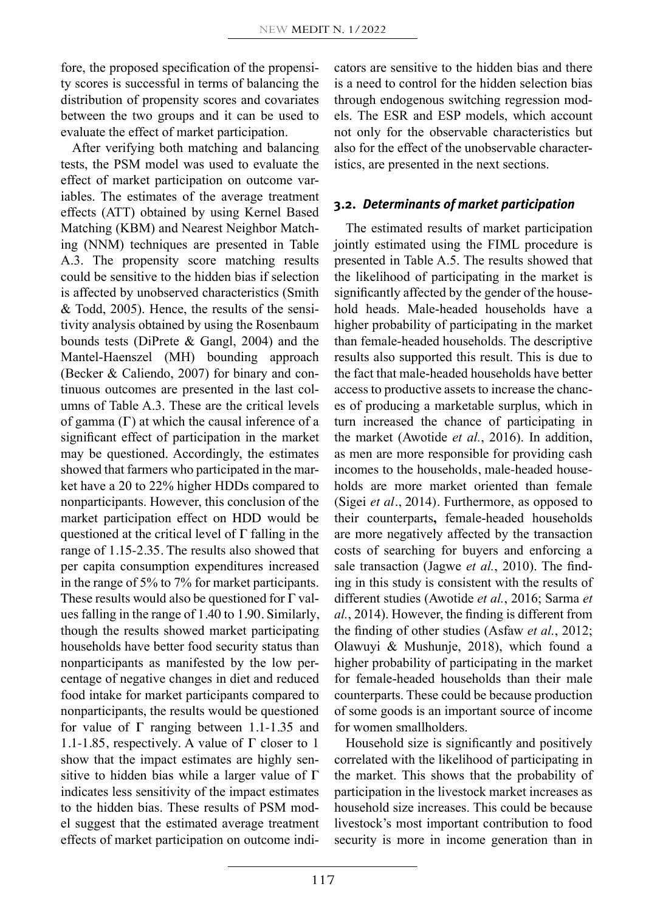fore, the proposed specification of the propensity scores is successful in terms of balancing the distribution of propensity scores and covariates between the two groups and it can be used to evaluate the effect of market participation.

After verifying both matching and balancing tests, the PSM model was used to evaluate the effect of market participation on outcome variables. The estimates of the average treatment effects (ATT) obtained by using Kernel Based Matching (KBM) and Nearest Neighbor Matching (NNM) techniques are presented in Table A.3. The propensity score matching results could be sensitive to the hidden bias if selection is affected by unobserved characteristics (Smith & Todd, 2005). Hence, the results of the sensitivity analysis obtained by using the Rosenbaum bounds tests (DiPrete & Gangl, 2004) and the Mantel-Haenszel (MH) bounding approach (Becker & Caliendo, 2007) for binary and continuous outcomes are presented in the last columns of Table A.3. These are the critical levels of gamma (Γ) at which the causal inference of a significant effect of participation in the market may be questioned. Accordingly, the estimates showed that farmers who participated in the market have a 20 to 22% higher HDDs compared to nonparticipants. However, this conclusion of the market participation effect on HDD would be questioned at the critical level of Γ falling in the range of 1.15-2.35. The results also showed that per capita consumption expenditures increased in the range of 5% to 7% for market participants. These results would also be questioned for Γ values falling in the range of 1.40 to 1.90. Similarly, though the results showed market participating households have better food security status than nonparticipants as manifested by the low percentage of negative changes in diet and reduced food intake for market participants compared to nonparticipants, the results would be questioned for value of Γ ranging between 1.1-1.35 and 1.1-1.85, respectively. A value of Γ closer to 1 show that the impact estimates are highly sensitive to hidden bias while a larger value of Γ indicates less sensitivity of the impact estimates to the hidden bias. These results of PSM model suggest that the estimated average treatment effects of market participation on outcome indicators are sensitive to the hidden bias and there is a need to control for the hidden selection bias through endogenous switching regression models. The ESR and ESP models, which account not only for the observable characteristics but also for the effect of the unobservable characteristics, are presented in the next sections.

### 3.2. *Determinants of market participation*

The estimated results of market participation jointly estimated using the FIML procedure is presented in Table A.5. The results showed that the likelihood of participating in the market is significantly affected by the gender of the household heads. Male-headed households have a higher probability of participating in the market than female-headed households. The descriptive results also supported this result. This is due to the fact that male-headed households have better access to productive assets to increase the chances of producing a marketable surplus, which in turn increased the chance of participating in the market (Awotide *et al.*, 2016). In addition, as men are more responsible for providing cash incomes to the households, male-headed households are more market oriented than female (Sigei *et al*., 2014). Furthermore, as opposed to their counterparts**,** female-headed households are more negatively affected by the transaction costs of searching for buyers and enforcing a sale transaction (Jagwe *et al.*, 2010). The finding in this study is consistent with the results of different studies (Awotide *et al.*, 2016; Sarma *et al.*, 2014). However, the finding is different from the finding of other studies (Asfaw *et al.*, 2012; Olawuyi & Mushunje, 2018), which found a higher probability of participating in the market for female-headed households than their male counterparts. These could be because production of some goods is an important source of income for women smallholders.

Household size is significantly and positively correlated with the likelihood of participating in the market. This shows that the probability of participation in the livestock market increases as household size increases. This could be because livestock's most important contribution to food security is more in income generation than in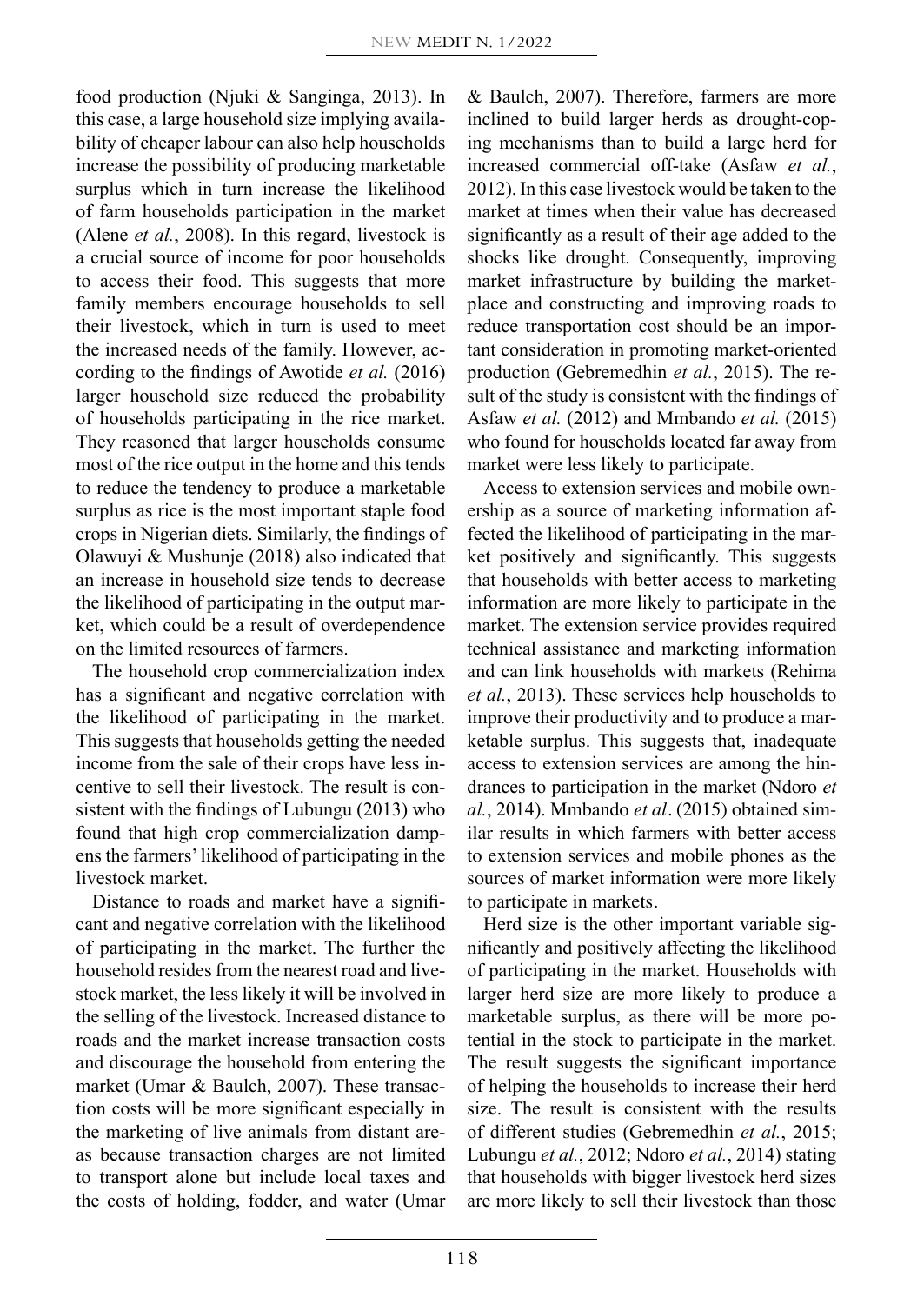food production (Njuki & Sanginga, 2013). In this case, a large household size implying availability of cheaper labour can also help households increase the possibility of producing marketable surplus which in turn increase the likelihood of farm households participation in the market (Alene *et al.*, 2008). In this regard, livestock is a crucial source of income for poor households to access their food. This suggests that more family members encourage households to sell their livestock, which in turn is used to meet the increased needs of the family. However, according to the findings of Awotide *et al.* (2016) larger household size reduced the probability of households participating in the rice market. They reasoned that larger households consume most of the rice output in the home and this tends to reduce the tendency to produce a marketable surplus as rice is the most important staple food crops in Nigerian diets. Similarly, the findings of Olawuyi & Mushunje (2018) also indicated that an increase in household size tends to decrease the likelihood of participating in the output market, which could be a result of overdependence on the limited resources of farmers.

The household crop commercialization index has a significant and negative correlation with the likelihood of participating in the market. This suggests that households getting the needed income from the sale of their crops have less incentive to sell their livestock. The result is consistent with the findings of Lubungu (2013) who found that high crop commercialization dampens the farmers' likelihood of participating in the livestock market.

Distance to roads and market have a significant and negative correlation with the likelihood of participating in the market. The further the household resides from the nearest road and livestock market, the less likely it will be involved in the selling of the livestock. Increased distance to roads and the market increase transaction costs and discourage the household from entering the market (Umar & Baulch, 2007). These transaction costs will be more significant especially in the marketing of live animals from distant areas because transaction charges are not limited to transport alone but include local taxes and the costs of holding, fodder, and water (Umar & Baulch, 2007). Therefore, farmers are more inclined to build larger herds as drought-coping mechanisms than to build a large herd for increased commercial off-take (Asfaw *et al.*, 2012). In this case livestock would be taken to the market at times when their value has decreased significantly as a result of their age added to the shocks like drought. Consequently, improving market infrastructure by building the marketplace and constructing and improving roads to reduce transportation cost should be an important consideration in promoting market-oriented production (Gebremedhin *et al.*, 2015). The result of the study is consistent with the findings of Asfaw *et al.* (2012) and Mmbando *et al.* (2015) who found for households located far away from market were less likely to participate.

Access to extension services and mobile ownership as a source of marketing information affected the likelihood of participating in the market positively and significantly. This suggests that households with better access to marketing information are more likely to participate in the market. The extension service provides required technical assistance and marketing information and can link households with markets (Rehima *et al.*, 2013). These services help households to improve their productivity and to produce a marketable surplus. This suggests that, inadequate access to extension services are among the hindrances to participation in the market (Ndoro *et al.*, 2014). Mmbando *et al*. (2015) obtained similar results in which farmers with better access to extension services and mobile phones as the sources of market information were more likely to participate in markets.

Herd size is the other important variable significantly and positively affecting the likelihood of participating in the market. Households with larger herd size are more likely to produce a marketable surplus, as there will be more potential in the stock to participate in the market. The result suggests the significant importance of helping the households to increase their herd size. The result is consistent with the results of different studies (Gebremedhin *et al.*, 2015; Lubungu *et al.*, 2012; Ndoro *et al.*, 2014) stating that households with bigger livestock herd sizes are more likely to sell their livestock than those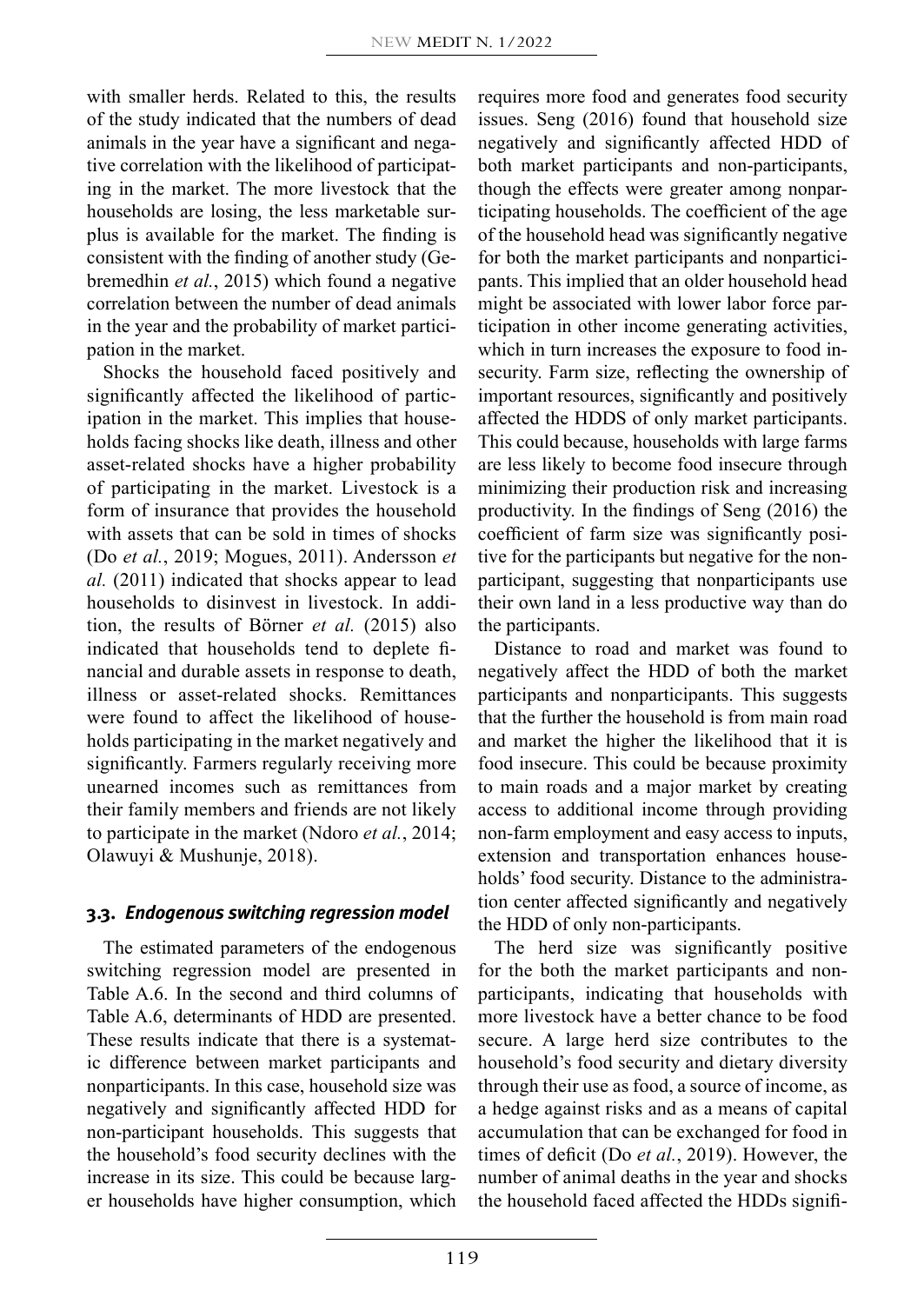with smaller herds. Related to this, the results of the study indicated that the numbers of dead animals in the year have a significant and negative correlation with the likelihood of participating in the market. The more livestock that the households are losing, the less marketable surplus is available for the market. The finding is consistent with the finding of another study (Gebremedhin *et al.*, 2015) which found a negative correlation between the number of dead animals in the year and the probability of market participation in the market.

Shocks the household faced positively and significantly affected the likelihood of participation in the market. This implies that households facing shocks like death, illness and other asset-related shocks have a higher probability of participating in the market. Livestock is a form of insurance that provides the household with assets that can be sold in times of shocks (Do *et al.*, 2019; Mogues, 2011). Andersson *et al.* (2011) indicated that shocks appear to lead households to disinvest in livestock. In addition, the results of Börner *et al.* (2015) also indicated that households tend to deplete financial and durable assets in response to death, illness or asset-related shocks. Remittances were found to affect the likelihood of households participating in the market negatively and significantly. Farmers regularly receiving more unearned incomes such as remittances from their family members and friends are not likely to participate in the market (Ndoro *et al.*, 2014; Olawuyi & Mushunje, 2018).

### 3.3. *Endogenous switching regression model*

The estimated parameters of the endogenous switching regression model are presented in Table A.6. In the second and third columns of Table A.6, determinants of HDD are presented. These results indicate that there is a systematic difference between market participants and nonparticipants. In this case, household size was negatively and significantly affected HDD for non-participant households. This suggests that the household's food security declines with the increase in its size. This could be because larger households have higher consumption, which requires more food and generates food security issues. Seng (2016) found that household size negatively and significantly affected HDD of both market participants and non-participants, though the effects were greater among nonparticipating households. The coefficient of the age of the household head was significantly negative for both the market participants and nonparticipants. This implied that an older household head might be associated with lower labor force participation in other income generating activities, which in turn increases the exposure to food insecurity. Farm size, reflecting the ownership of important resources, significantly and positively affected the HDDS of only market participants. This could because, households with large farms are less likely to become food insecure through minimizing their production risk and increasing productivity. In the findings of Seng (2016) the coefficient of farm size was significantly positive for the participants but negative for the nonparticipant, suggesting that nonparticipants use their own land in a less productive way than do the participants.

Distance to road and market was found to negatively affect the HDD of both the market participants and nonparticipants. This suggests that the further the household is from main road and market the higher the likelihood that it is food insecure. This could be because proximity to main roads and a major market by creating access to additional income through providing non-farm employment and easy access to inputs, extension and transportation enhances households' food security. Distance to the administration center affected significantly and negatively the HDD of only non-participants.

The herd size was significantly positive for the both the market participants and nonparticipants, indicating that households with more livestock have a better chance to be food secure. A large herd size contributes to the household's food security and dietary diversity through their use as food, a source of income, as a hedge against risks and as a means of capital accumulation that can be exchanged for food in times of deficit (Do *et al.*, 2019). However, the number of animal deaths in the year and shocks the household faced affected the HDDs signifi-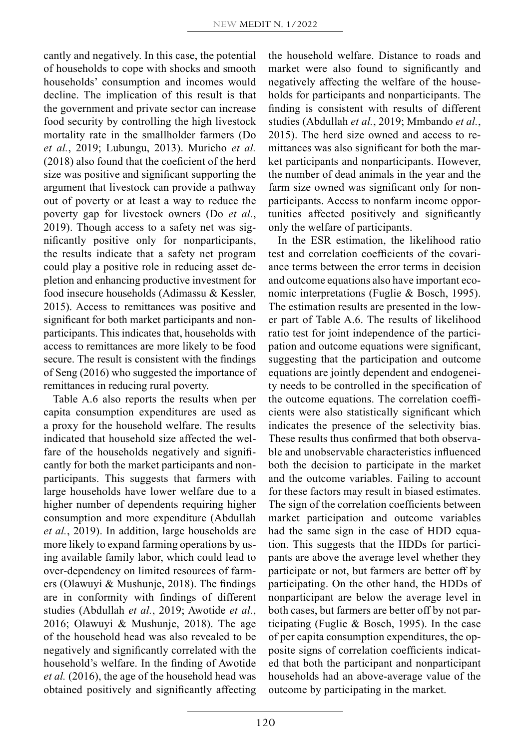cantly and negatively. In this case, the potential of households to cope with shocks and smooth households' consumption and incomes would decline. The implication of this result is that the government and private sector can increase food security by controlling the high livestock mortality rate in the smallholder farmers (Do *et al.*, 2019; Lubungu, 2013). Muricho *et al.* (2018) also found that the coeficient of the herd size was positive and significant supporting the argument that livestock can provide a pathway out of poverty or at least a way to reduce the poverty gap for livestock owners (Do *et al.*, 2019). Though access to a safety net was significantly positive only for nonparticipants, the results indicate that a safety net program could play a positive role in reducing asset depletion and enhancing productive investment for food insecure households (Adimassu & Kessler, 2015). Access to remittances was positive and significant for both market participants and nonparticipants. This indicates that, households with access to remittances are more likely to be food secure. The result is consistent with the findings of Seng (2016) who suggested the importance of remittances in reducing rural poverty.

Table A.6 also reports the results when per capita consumption expenditures are used as a proxy for the household welfare. The results indicated that household size affected the welfare of the households negatively and significantly for both the market participants and nonparticipants. This suggests that farmers with large households have lower welfare due to a higher number of dependents requiring higher consumption and more expenditure (Abdullah *et al.*, 2019). In addition, large households are more likely to expand farming operations by using available family labor, which could lead to over-dependency on limited resources of farmers (Olawuyi & Mushunje, 2018). The findings are in conformity with findings of different studies (Abdullah *et al.*, 2019; Awotide *et al.*, 2016; Olawuyi & Mushunje, 2018). The age of the household head was also revealed to be negatively and significantly correlated with the household's welfare. In the finding of Awotide *et al.* (2016), the age of the household head was obtained positively and significantly affecting the household welfare. Distance to roads and market were also found to significantly and negatively affecting the welfare of the households for participants and nonparticipants. The finding is consistent with results of different studies (Abdullah *et al.*, 2019; Mmbando *et al.*, 2015). The herd size owned and access to remittances was also significant for both the market participants and nonparticipants. However, the number of dead animals in the year and the farm size owned was significant only for nonparticipants. Access to nonfarm income opportunities affected positively and significantly only the welfare of participants.

In the ESR estimation, the likelihood ratio test and correlation coefficients of the covariance terms between the error terms in decision and outcome equations also have important economic interpretations (Fuglie & Bosch, 1995). The estimation results are presented in the lower part of Table A.6. The results of likelihood ratio test for joint independence of the participation and outcome equations were significant, suggesting that the participation and outcome equations are jointly dependent and endogeneity needs to be controlled in the specification of the outcome equations. The correlation coefficients were also statistically significant which indicates the presence of the selectivity bias. These results thus confirmed that both observable and unobservable characteristics influenced both the decision to participate in the market and the outcome variables. Failing to account for these factors may result in biased estimates. The sign of the correlation coefficients between market participation and outcome variables had the same sign in the case of HDD equation. This suggests that the HDDs for participants are above the average level whether they participate or not, but farmers are better off by participating. On the other hand, the HDDs of nonparticipant are below the average level in both cases, but farmers are better off by not participating (Fuglie & Bosch, 1995). In the case of per capita consumption expenditures, the opposite signs of correlation coefficients indicated that both the participant and nonparticipant households had an above-average value of the outcome by participating in the market.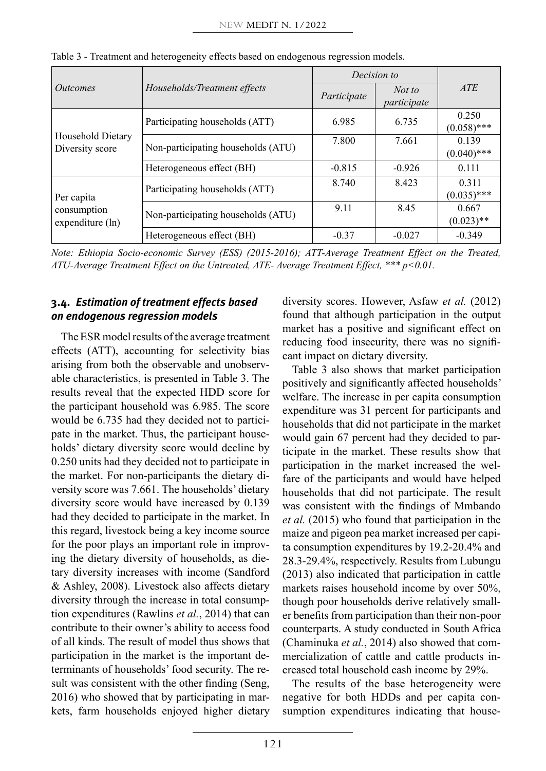Table 3 - Treatment and heterogeneity effects based on endogenous regression models.

| *Outcomes* | *Households/Treatment effects* | *Decision to* | | *ATE* |
|---|---|---|---|---|
| | | *Participate* | *Not to participate* | |
| Household Dietary Diversity score | Participating households (ATT) | 6.985 | 6.735 | 0.250 (0.058)*** |
| | Non-participating households (ATU) | 7.800 | 7.661 | 0.139 (0.040)*** |
| | Heterogeneous effect (BH) | -0.815 | -0.926 | 0.111 |
| Per capita consumption expenditure (ln) | Participating households (ATT) | 8.740 | 8.423 | 0.311 (0.035)*** |
| | Non-participating households (ATU) | 9.11 | 8.45 | 0.667 (0.023)** |
| | Heterogeneous effect (BH) | -0.37 | -0.027 | -0.349 |

*Note: Ethiopia Socio-economic Survey (ESS) (2015-2016); ATT-Average Treatment Effect on the Treated, ATU-Average Treatment Effect on the Untreated, ATE- Average Treatment Effect, \*\*\* p<0.01.*

### 3.4. *Estimation of treatment effects based on endogenous regression models*

The ESR model results of the average treatment effects (ATT), accounting for selectivity bias arising from both the observable and unobservable characteristics, is presented in Table 3. The results reveal that the expected HDD score for the participant household was 6.985. The score would be 6.735 had they decided not to participate in the market. Thus, the participant households' dietary diversity score would decline by 0.250 units had they decided not to participate in the market. For non-participants the dietary diversity score was 7.661. The households' dietary diversity score would have increased by 0.139 had they decided to participate in the market. In this regard, livestock being a key income source for the poor plays an important role in improving the dietary diversity of households, as dietary diversity increases with income (Sandford & Ashley, 2008). Livestock also affects dietary diversity through the increase in total consumption expenditures (Rawlins *et al.*, 2014) that can contribute to their owner's ability to access food of all kinds. The result of model thus shows that participation in the market is the important determinants of households' food security. The result was consistent with the other finding (Seng, 2016) who showed that by participating in markets, farm households enjoyed higher dietary diversity scores. However, Asfaw *et al.* (2012) found that although participation in the output market has a positive and significant effect on reducing food insecurity, there was no significant impact on dietary diversity.

Table 3 also shows that market participation positively and significantly affected households' welfare. The increase in per capita consumption expenditure was 31 percent for participants and households that did not participate in the market would gain 67 percent had they decided to participate in the market. These results show that participation in the market increased the welfare of the participants and would have helped households that did not participate. The result was consistent with the findings of Mmbando *et al.* (2015) who found that participation in the maize and pigeon pea market increased per capita consumption expenditures by 19.2-20.4% and 28.3-29.4%, respectively. Results from Lubungu (2013) also indicated that participation in cattle markets raises household income by over 50%, though poor households derive relatively smaller benefits from participation than their non-poor counterparts. A study conducted in South Africa (Chaminuka *et al.*, 2014) also showed that commercialization of cattle and cattle products increased total household cash income by 29%.

The results of the base heterogeneity were negative for both HDDs and per capita consumption expenditures indicating that house-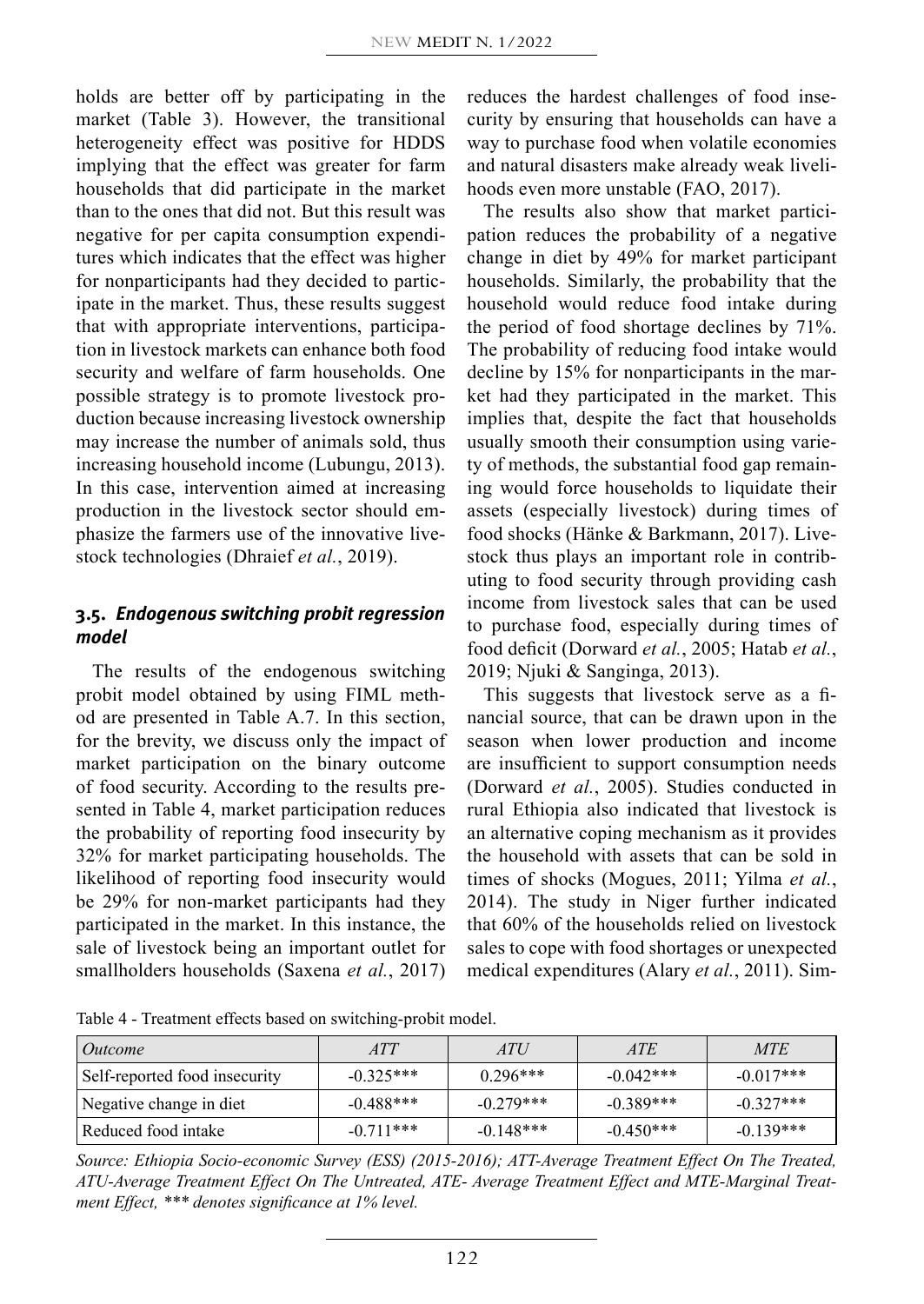holds are better off by participating in the market (Table 3). However, the transitional heterogeneity effect was positive for HDDS implying that the effect was greater for farm households that did participate in the market than to the ones that did not. But this result was negative for per capita consumption expenditures which indicates that the effect was higher for nonparticipants had they decided to participate in the market. Thus, these results suggest that with appropriate interventions, participation in livestock markets can enhance both food security and welfare of farm households. One possible strategy is to promote livestock production because increasing livestock ownership may increase the number of animals sold, thus increasing household income (Lubungu, 2013). In this case, intervention aimed at increasing production in the livestock sector should emphasize the farmers use of the innovative livestock technologies (Dhraief *et al.*, 2019).

### 3.5. *Endogenous switching probit regression model*

The results of the endogenous switching probit model obtained by using FIML method are presented in Table A.7. In this section, for the brevity, we discuss only the impact of market participation on the binary outcome of food security. According to the results presented in Table 4, market participation reduces the probability of reporting food insecurity by 32% for market participating households. The likelihood of reporting food insecurity would be 29% for non-market participants had they participated in the market. In this instance, the sale of livestock being an important outlet for smallholders households (Saxena *et al.*, 2017) reduces the hardest challenges of food insecurity by ensuring that households can have a way to purchase food when volatile economies and natural disasters make already weak livelihoods even more unstable (FAO, 2017).

The results also show that market participation reduces the probability of a negative change in diet by 49% for market participant households. Similarly, the probability that the household would reduce food intake during the period of food shortage declines by 71%. The probability of reducing food intake would decline by 15% for nonparticipants in the market had they participated in the market. This implies that, despite the fact that households usually smooth their consumption using variety of methods, the substantial food gap remaining would force households to liquidate their assets (especially livestock) during times of food shocks (Hänke & Barkmann, 2017). Livestock thus plays an important role in contributing to food security through providing cash income from livestock sales that can be used to purchase food, especially during times of food deficit (Dorward *et al.*, 2005; Hatab *et al.*, 2019; Njuki & Sanginga, 2013).

This suggests that livestock serve as a financial source, that can be drawn upon in the season when lower production and income are insufficient to support consumption needs (Dorward *et al.*, 2005). Studies conducted in rural Ethiopia also indicated that livestock is an alternative coping mechanism as it provides the household with assets that can be sold in times of shocks (Mogues, 2011; Yilma *et al.*, 2014). The study in Niger further indicated that 60% of the households relied on livestock sales to cope with food shortages or unexpected medical expenditures (Alary *et al.*, 2011). Sim-

Table 4 - Treatment effects based on switching-probit model.

| *Outcome* | *ATT* | *ATU* | *ATE* | *MTE* |
|---|---|---|---|---|
| Self-reported food insecurity | -0.325*** | 0.296*** | -0.042*** | -0.017*** |
| Negative change in diet | -0.488*** | -0.279*** | -0.389*** | -0.327*** |
| Reduced food intake | -0.711*** | -0.148*** | -0.450*** | -0.139*** |

*Source: Ethiopia Socio-economic Survey (ESS) (2015-2016); ATT-Average Treatment Effect On The Treated, ATU-Average Treatment Effect On The Untreated, ATE- Average Treatment Effect and MTE-Marginal Treatment Effect, *** denotes significance at 1% level.*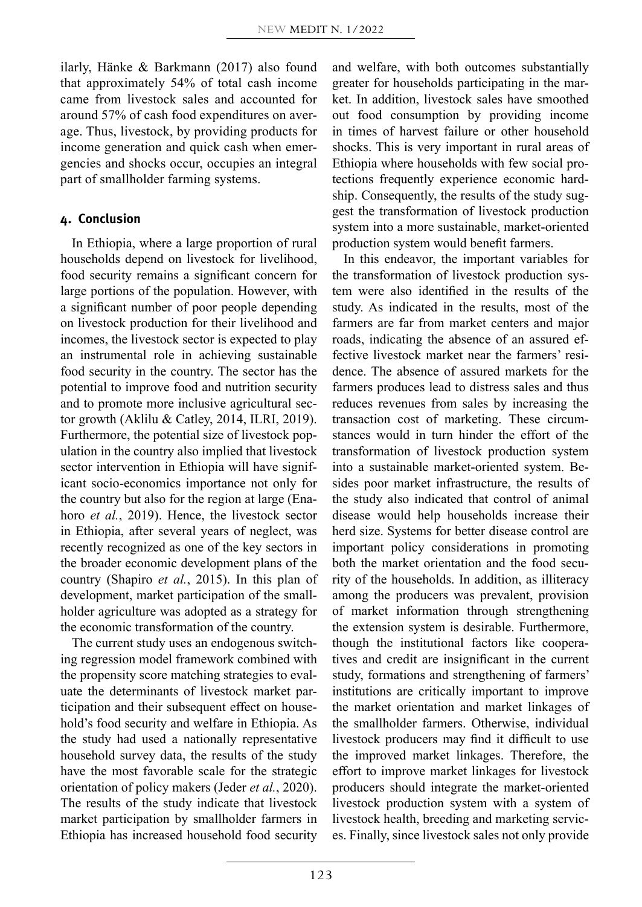ilarly, Hänke & Barkmann (2017) also found that approximately 54% of total cash income came from livestock sales and accounted for around 57% of cash food expenditures on average. Thus, livestock, by providing products for income generation and quick cash when emergencies and shocks occur, occupies an integral part of smallholder farming systems.

## 4. Conclusion

In Ethiopia, where a large proportion of rural households depend on livestock for livelihood, food security remains a significant concern for large portions of the population. However, with a significant number of poor people depending on livestock production for their livelihood and incomes, the livestock sector is expected to play an instrumental role in achieving sustainable food security in the country. The sector has the potential to improve food and nutrition security and to promote more inclusive agricultural sector growth (Aklilu & Catley, 2014, ILRI, 2019). Furthermore, the potential size of livestock population in the country also implied that livestock sector intervention in Ethiopia will have significant socio-economics importance not only for the country but also for the region at large (Enahoro *et al.*, 2019). Hence, the livestock sector in Ethiopia, after several years of neglect, was recently recognized as one of the key sectors in the broader economic development plans of the country (Shapiro *et al.*, 2015). In this plan of development, market participation of the smallholder agriculture was adopted as a strategy for the economic transformation of the country.

The current study uses an endogenous switching regression model framework combined with the propensity score matching strategies to evaluate the determinants of livestock market participation and their subsequent effect on household's food security and welfare in Ethiopia. As the study had used a nationally representative household survey data, the results of the study have the most favorable scale for the strategic orientation of policy makers (Jeder *et al.*, 2020). The results of the study indicate that livestock market participation by smallholder farmers in Ethiopia has increased household food security and welfare, with both outcomes substantially greater for households participating in the market. In addition, livestock sales have smoothed out food consumption by providing income in times of harvest failure or other household shocks. This is very important in rural areas of Ethiopia where households with few social protections frequently experience economic hardship. Consequently, the results of the study suggest the transformation of livestock production system into a more sustainable, market-oriented production system would benefit farmers.

In this endeavor, the important variables for the transformation of livestock production system were also identified in the results of the study. As indicated in the results, most of the farmers are far from market centers and major roads, indicating the absence of an assured effective livestock market near the farmers' residence. The absence of assured markets for the farmers produces lead to distress sales and thus reduces revenues from sales by increasing the transaction cost of marketing. These circumstances would in turn hinder the effort of the transformation of livestock production system into a sustainable market-oriented system. Besides poor market infrastructure, the results of the study also indicated that control of animal disease would help households increase their herd size. Systems for better disease control are important policy considerations in promoting both the market orientation and the food security of the households. In addition, as illiteracy among the producers was prevalent, provision of market information through strengthening the extension system is desirable. Furthermore, though the institutional factors like cooperatives and credit are insignificant in the current study, formations and strengthening of farmers' institutions are critically important to improve the market orientation and market linkages of the smallholder farmers. Otherwise, individual livestock producers may find it difficult to use the improved market linkages. Therefore, the effort to improve market linkages for livestock producers should integrate the market-oriented livestock production system with a system of livestock health, breeding and marketing services. Finally, since livestock sales not only provide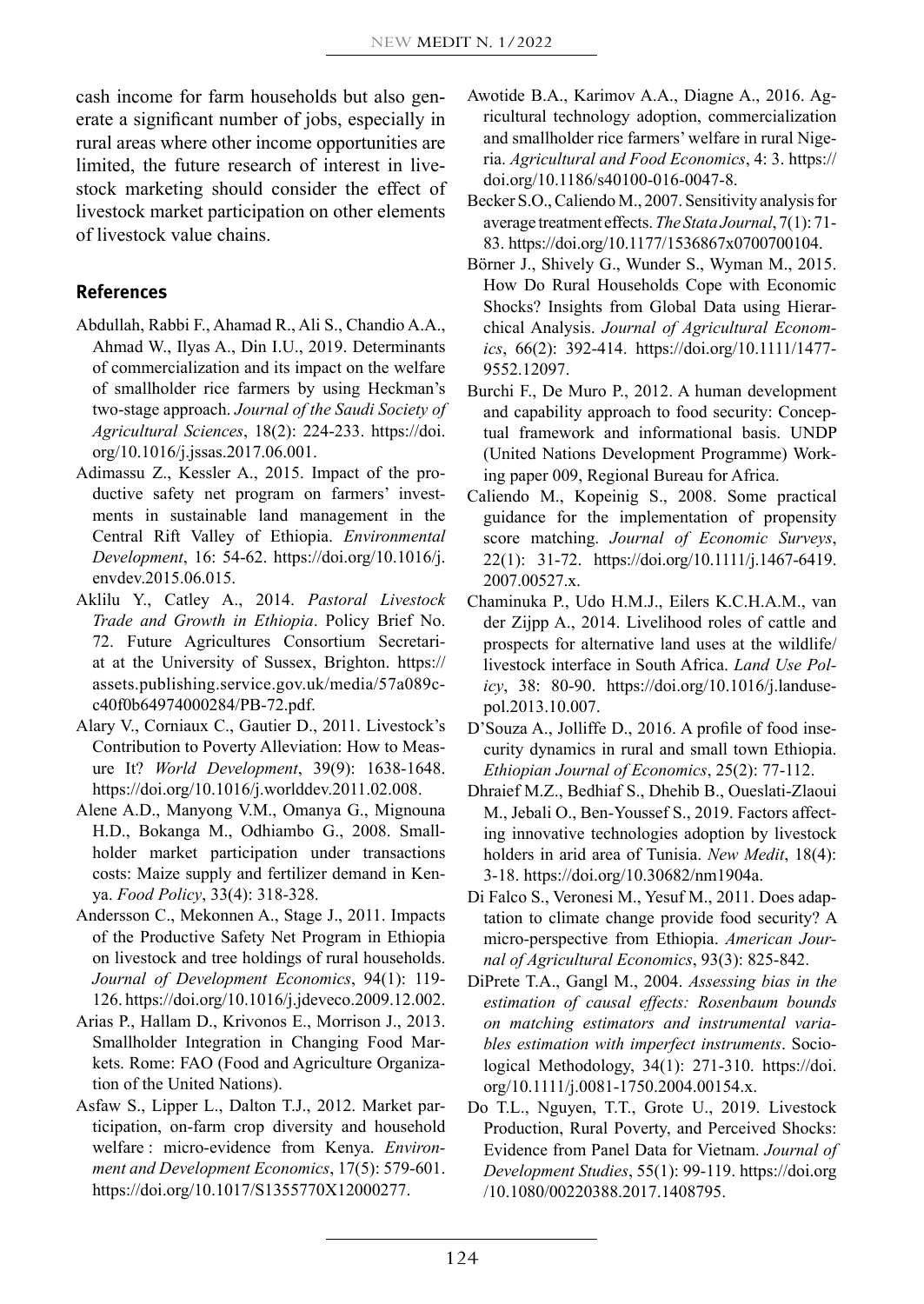cash income for farm households but also generate a significant number of jobs, especially in rural areas where other income opportunities are limited, the future research of interest in livestock marketing should consider the effect of livestock market participation on other elements of livestock value chains.

## References

Abdullah, Rabbi F., Ahamad R., Ali S., Chandio A.A., Ahmad W., Ilyas A., Din I.U., 2019. Determinants of commercialization and its impact on the welfare of smallholder rice farmers by using Heckman's two-stage approach. *Journal of the Saudi Society of Agricultural Sciences*, 18(2): 224-233. https://doi.org/10.1016/j.jssas.2017.06.001.

Adimassu Z., Kessler A., 2015. Impact of the productive safety net program on farmers' investments in sustainable land management in the Central Rift Valley of Ethiopia. *Environmental Development*, 16: 54-62. https://doi.org/10.1016/j.envdev.2015.06.015.

Aklilu Y., Catley A., 2014. *Pastoral Livestock Trade and Growth in Ethiopia*. Policy Brief No. 72. Future Agricultures Consortium Secretariat at the University of Sussex, Brighton. https://assets.publishing.service.gov.uk/media/57a089cc40f0b64974000284/PB-72.pdf.

Alary V., Corniaux C., Gautier D., 2011. Livestock's Contribution to Poverty Alleviation: How to Measure It? *World Development*, 39(9): 1638-1648. https://doi.org/10.1016/j.worlddev.2011.02.008.

Alene A.D., Manyong V.M., Omanya G., Mignouna H.D., Bokanga M., Odhiambo G., 2008. Smallholder market participation under transactions costs: Maize supply and fertilizer demand in Kenya. *Food Policy*, 33(4): 318-328.

Andersson C., Mekonnen A., Stage J., 2011. Impacts of the Productive Safety Net Program in Ethiopia on livestock and tree holdings of rural households. *Journal of Development Economics*, 94(1): 119-126. https://doi.org/10.1016/j.jdeveco.2009.12.002.

Arias P., Hallam D., Krivonos E., Morrison J., 2013. Smallholder Integration in Changing Food Markets. Rome: FAO (Food and Agriculture Organization of the United Nations).

Asfaw S., Lipper L., Dalton T.J., 2012. Market participation, on-farm crop diversity and household welfare : micro-evidence from Kenya. *Environment and Development Economics*, 17(5): 579-601. https://doi.org/10.1017/S1355770X12000277.

Awotide B.A., Karimov A.A., Diagne A., 2016. Agricultural technology adoption, commercialization and smallholder rice farmers' welfare in rural Nigeria. *Agricultural and Food Economics*, 4: 3. https://doi.org/10.1186/s40100-016-0047-8.

Becker S.O., Caliendo M., 2007. Sensitivity analysis for average treatment effects. *The Stata Journal*, 7(1): 71-83. https://doi.org/10.1177/1536867x0700700104.

Börner J., Shively G., Wunder S., Wyman M., 2015. How Do Rural Households Cope with Economic Shocks? Insights from Global Data using Hierarchical Analysis. *Journal of Agricultural Economics*, 66(2): 392-414. https://doi.org/10.1111/1477-9552.12097.

Burchi F., De Muro P., 2012. A human development and capability approach to food security: Conceptual framework and informational basis. UNDP (United Nations Development Programme) Working paper 009, Regional Bureau for Africa.

Caliendo M., Kopeinig S., 2008. Some practical guidance for the implementation of propensity score matching. *Journal of Economic Surveys*, 22(1): 31-72. https://doi.org/10.1111/j.1467-6419.2007.00527.x.

Chaminuka P., Udo H.M.J., Eilers K.C.H.A.M., van der Zijpp A., 2014. Livelihood roles of cattle and prospects for alternative land uses at the wildlife/livestock interface in South Africa. *Land Use Policy*, 38: 80-90. https://doi.org/10.1016/j.landusepol.2013.10.007.

D'Souza A., Jolliffe D., 2016. A profile of food insecurity dynamics in rural and small town Ethiopia. *Ethiopian Journal of Economics*, 25(2): 77-112.

Dhraief M.Z., Bedhiaf S., Dhehib B., Oueslati-Zlaoui M., Jebali O., Ben-Youssef S., 2019. Factors affecting innovative technologies adoption by livestock holders in arid area of Tunisia. *New Medit*, 18(4): 3-18. https://doi.org/10.30682/nm1904a.

Di Falco S., Veronesi M., Yesuf M., 2011. Does adaptation to climate change provide food security? A micro-perspective from Ethiopia. *American Journal of Agricultural Economics*, 93(3): 825-842.

DiPrete T.A., Gangl M., 2004. *Assessing bias in the estimation of causal effects: Rosenbaum bounds on matching estimators and instrumental variables estimation with imperfect instruments*. Sociological Methodology, 34(1): 271-310. https://doi.org/10.1111/j.0081-1750.2004.00154.x.

Do T.L., Nguyen, T.T., Grote U., 2019. Livestock Production, Rural Poverty, and Perceived Shocks: Evidence from Panel Data for Vietnam. *Journal of Development Studies*, 55(1): 99-119. https://doi.org/10.1080/00220388.2017.1408795.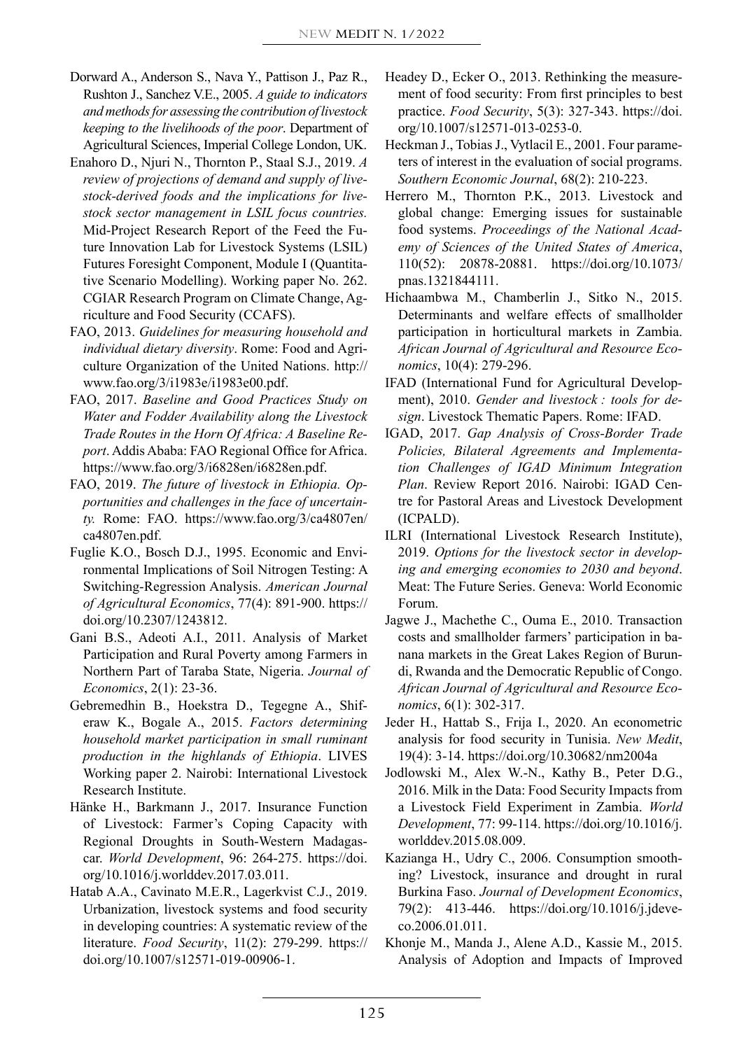Dorward A., Anderson S., Nava Y., Pattison J., Paz R., Rushton J., Sanchez V.E., 2005. *A guide to indicators and methods for assessing the contribution of livestock keeping to the livelihoods of the poor*. Department of Agricultural Sciences, Imperial College London, UK.

Enahoro D., Njuri N., Thornton P., Staal S.J., 2019. *A review of projections of demand and supply of livestock-derived foods and the implications for livestock sector management in LSIL focus countries.* Mid-Project Research Report of the Feed the Future Innovation Lab for Livestock Systems (LSIL) Futures Foresight Component, Module I (Quantitative Scenario Modelling). Working paper No. 262. CGIAR Research Program on Climate Change, Agriculture and Food Security (CCAFS).

FAO, 2013. *Guidelines for measuring household and individual dietary diversity*. Rome: Food and Agriculture Organization of the United Nations. http://www.fao.org/3/i1983e/i1983e00.pdf.

FAO, 2017. *Baseline and Good Practices Study on Water and Fodder Availability along the Livestock Trade Routes in the Horn Of Africa: A Baseline Report*. Addis Ababa: FAO Regional Office for Africa. https://www.fao.org/3/i6828en/i6828en.pdf.

FAO, 2019. *The future of livestock in Ethiopia. Opportunities and challenges in the face of uncertainty.* Rome: FAO. https://www.fao.org/3/ca4807en/ca4807en.pdf.

Fuglie K.O., Bosch D.J., 1995. Economic and Environmental Implications of Soil Nitrogen Testing: A Switching-Regression Analysis. *American Journal of Agricultural Economics*, 77(4): 891-900. https://doi.org/10.2307/1243812.

Gani B.S., Adeoti A.I., 2011. Analysis of Market Participation and Rural Poverty among Farmers in Northern Part of Taraba State, Nigeria. *Journal of Economics*, 2(1): 23-36.

Gebremedhin B., Hoekstra D., Tegegne A., Shiferaw K., Bogale A., 2015. *Factors determining household market participation in small ruminant production in the highlands of Ethiopia*. LIVES Working paper 2. Nairobi: International Livestock Research Institute.

Hänke H., Barkmann J., 2017. Insurance Function of Livestock: Farmer's Coping Capacity with Regional Droughts in South-Western Madagascar. *World Development*, 96: 264-275. https://doi.org/10.1016/j.worlddev.2017.03.011.

Hatab A.A., Cavinato M.E.R., Lagerkvist C.J., 2019. Urbanization, livestock systems and food security in developing countries: A systematic review of the literature. *Food Security*, 11(2): 279-299. https://doi.org/10.1007/s12571-019-00906-1.

Headey D., Ecker O., 2013. Rethinking the measurement of food security: From first principles to best practice. *Food Security*, 5(3): 327-343. https://doi.org/10.1007/s12571-013-0253-0.

Heckman J., Tobias J., Vytlacil E., 2001. Four parameters of interest in the evaluation of social programs. *Southern Economic Journal*, 68(2): 210-223.

Herrero M., Thornton P.K., 2013. Livestock and global change: Emerging issues for sustainable food systems. *Proceedings of the National Academy of Sciences of the United States of America*, 110(52): 20878-20881. https://doi.org/10.1073/pnas.1321844111.

Hichaambwa M., Chamberlin J., Sitko N., 2015. Determinants and welfare effects of smallholder participation in horticultural markets in Zambia. *African Journal of Agricultural and Resource Economics*, 10(4): 279-296.

IFAD (International Fund for Agricultural Development), 2010. *Gender and livestock : tools for design*. Livestock Thematic Papers. Rome: IFAD.

IGAD, 2017. *Gap Analysis of Cross-Border Trade Policies, Bilateral Agreements and Implementation Challenges of IGAD Minimum Integration Plan*. Review Report 2016. Nairobi: IGAD Centre for Pastoral Areas and Livestock Development (ICPALD).

ILRI (International Livestock Research Institute), 2019. *Options for the livestock sector in developing and emerging economies to 2030 and beyond*. Meat: The Future Series. Geneva: World Economic Forum.

Jagwe J., Machethe C., Ouma E., 2010. Transaction costs and smallholder farmers' participation in banana markets in the Great Lakes Region of Burundi, Rwanda and the Democratic Republic of Congo. *African Journal of Agricultural and Resource Economics*, 6(1): 302-317.

Jeder H., Hattab S., Frija I., 2020. An econometric analysis for food security in Tunisia. *New Medit*, 19(4): 3-14. https://doi.org/10.30682/nm2004a

Jodlowski M., Alex W.-N., Kathy B., Peter D.G., 2016. Milk in the Data: Food Security Impacts from a Livestock Field Experiment in Zambia. *World Development*, 77: 99-114. https://doi.org/10.1016/j.worlddev.2015.08.009.

Kazianga H., Udry C., 2006. Consumption smoothing? Livestock, insurance and drought in rural Burkina Faso. *Journal of Development Economics*, 79(2): 413-446. https://doi.org/10.1016/j.jdeveco.2006.01.011.

Khonje M., Manda J., Alene A.D., Kassie M., 2015. Analysis of Adoption and Impacts of Improved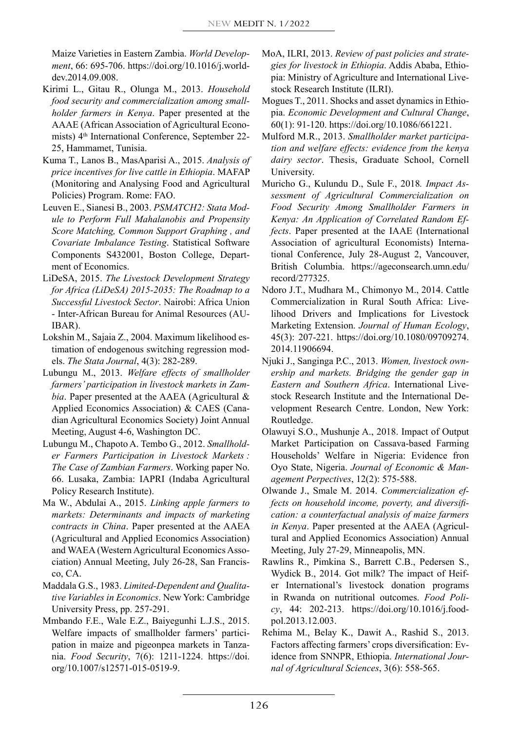Maize Varieties in Eastern Zambia. *World Development*, 66: 695-706. https://doi.org/10.1016/j.worlddev.2014.09.008.

Kirimi L., Gitau R., Olunga M., 2013. *Household food security and commercialization among smallholder farmers in Kenya*. Paper presented at the AAAE (African Association of Agricultural Economists) 4th International Conference, September 22-25, Hammamet, Tunisia.

Kuma T., Lanos B., MasAparisi A., 2015. *Analysis of price incentives for live cattle in Ethiopia*. MAFAP (Monitoring and Analysing Food and Agricultural Policies) Program. Rome: FAO.

Leuven E., Sianesi B., 2003. *PSMATCH2: Stata Module to Perform Full Mahalanobis and Propensity Score Matching, Common Support Graphing , and Covariate Imbalance Testing*. Statistical Software Components S432001, Boston College, Department of Economics.

LiDeSA, 2015. *The Livestock Development Strategy for Africa (LiDeSA) 2015-2035: The Roadmap to a Successful Livestock Sector*. Nairobi: Africa Union - Inter-African Bureau for Animal Resources (AU-IBAR).

Lokshin M., Sajaia Z., 2004. Maximum likelihood estimation of endogenous switching regression models. *The Stata Journal*, 4(3): 282-289.

Lubungu M., 2013. *Welfare effects of smallholder farmers' participation in livestock markets in Zambia*. Paper presented at the AAEA (Agricultural & Applied Economics Association) & CAES (Canadian Agricultural Economics Society) Joint Annual Meeting, August 4-6, Washington DC.

Lubungu M., Chapoto A. Tembo G., 2012. *Smallholder Farmers Participation in Livestock Markets : The Case of Zambian Farmers*. Working paper No. 66. Lusaka, Zambia: IAPRI (Indaba Agricultural Policy Research Institute).

Ma W., Abdulai A., 2015. *Linking apple farmers to markets: Determinants and impacts of marketing contracts in China*. Paper presented at the AAEA (Agricultural and Applied Economics Association) and WAEA (Western Agricultural Economics Association) Annual Meeting, July 26-28, San Francisco, CA.

Maddala G.S., 1983. *Limited-Dependent and Qualitative Variables in Economics*. New York: Cambridge University Press, pp. 257-291.

Mmbando F.E., Wale E.Z., Baiyegunhi L.J.S., 2015. Welfare impacts of smallholder farmers' participation in maize and pigeonpea markets in Tanzania. *Food Security*, 7(6): 1211-1224. https://doi.org/10.1007/s12571-015-0519-9.

MoA, ILRI, 2013. *Review of past policies and strategies for livestock in Ethiopia*. Addis Ababa, Ethiopia: Ministry of Agriculture and International Livestock Research Institute (ILRI).

Mogues T., 2011. Shocks and asset dynamics in Ethiopia. *Economic Development and Cultural Change*, 60(1): 91-120. https://doi.org/10.1086/661221.

Mulford M.R., 2013. *Smallholder market participation and welfare effects: evidence from the kenya dairy sector*. Thesis, Graduate School, Cornell University.

Muricho G., Kulundu D., Sule F., 2018*. Impact Assessment of Agricultural Commercialization on Food Security Among Smallholder Farmers in Kenya: An Application of Correlated Random Effects*. Paper presented at the IAAE (International Association of agricultural Economists) International Conference, July 28-August 2, Vancouver, British Columbia. https://ageconsearch.umn.edu/record/277325.

Ndoro J.T., Mudhara M., Chimonyo M., 2014. Cattle Commercialization in Rural South Africa: Livelihood Drivers and Implications for Livestock Marketing Extension. *Journal of Human Ecology*, 45(3): 207-221. https://doi.org/10.1080/09709274.2014.11906694.

Njuki J., Sanginga P.C., 2013. *Women, livestock ownership and markets. Bridging the gender gap in Eastern and Southern Africa*. International Livestock Research Institute and the International Development Research Centre. London, New York: Routledge.

Olawuyi S.O., Mushunje A., 2018. Impact of Output Market Participation on Cassava-based Farming Households' Welfare in Nigeria: Evidence fron Oyo State, Nigeria. *Journal of Economic & Management Perpectives*, 12(2): 575-588.

Olwande J., Smale M. 2014. *Commercialization effects on household income, poverty, and diversification: a counterfactual analysis of maize farmers in Kenya*. Paper presented at the AAEA (Agricultural and Applied Economics Association) Annual Meeting, July 27-29, Minneapolis, MN.

Rawlins R., Pimkina S., Barrett C.B., Pedersen S., Wydick B., 2014. Got milk? The impact of Heifer International's livestock donation programs in Rwanda on nutritional outcomes. *Food Policy*, 44: 202-213. https://doi.org/10.1016/j.foodpol.2013.12.003.

Rehima M., Belay K., Dawit A., Rashid S., 2013. Factors affecting farmers' crops diversification: Evidence from SNNPR, Ethiopia. *International Journal of Agricultural Sciences*, 3(6): 558-565.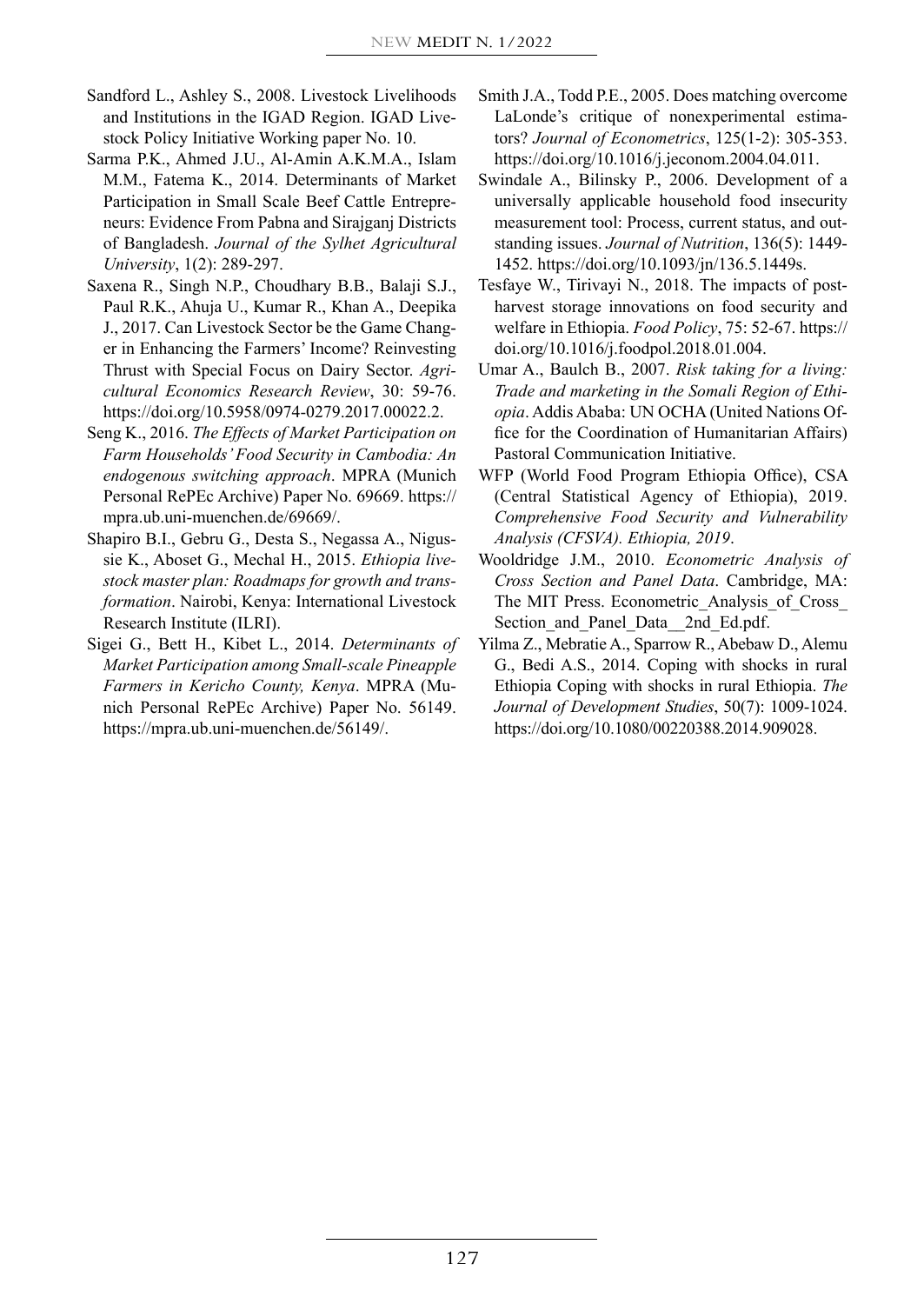Sandford L., Ashley S., 2008. Livestock Livelihoods and Institutions in the IGAD Region. IGAD Livestock Policy Initiative Working paper No. 10.

Sarma P.K., Ahmed J.U., Al-Amin A.K.M.A., Islam M.M., Fatema K., 2014. Determinants of Market Participation in Small Scale Beef Cattle Entrepreneurs: Evidence From Pabna and Sirajganj Districts of Bangladesh. *Journal of the Sylhet Agricultural University*, 1(2): 289-297.

Saxena R., Singh N.P., Choudhary B.B., Balaji S.J., Paul R.K., Ahuja U., Kumar R., Khan A., Deepika J., 2017. Can Livestock Sector be the Game Changer in Enhancing the Farmers' Income? Reinvesting Thrust with Special Focus on Dairy Sector. *Agricultural Economics Research Review*, 30: 59-76. https://doi.org/10.5958/0974-0279.2017.00022.2.

Seng K., 2016. *The Effects of Market Participation on Farm Households' Food Security in Cambodia: An endogenous switching approach*. MPRA (Munich Personal RePEc Archive) Paper No. 69669. https://mpra.ub.uni-muenchen.de/69669/.

Shapiro B.I., Gebru G., Desta S., Negassa A., Nigussie K., Aboset G., Mechal H., 2015. *Ethiopia livestock master plan: Roadmaps for growth and transformation*. Nairobi, Kenya: International Livestock Research Institute (ILRI).

Sigei G., Bett H., Kibet L., 2014. *Determinants of Market Participation among Small-scale Pineapple Farmers in Kericho County, Kenya*. MPRA (Munich Personal RePEc Archive) Paper No. 56149. https://mpra.ub.uni-muenchen.de/56149/.

Smith J.A., Todd P.E., 2005. Does matching overcome LaLonde's critique of nonexperimental estimators? *Journal of Econometrics*, 125(1-2): 305-353. https://doi.org/10.1016/j.jeconom.2004.04.011.

Swindale A., Bilinsky P., 2006. Development of a universally applicable household food insecurity measurement tool: Process, current status, and outstanding issues. *Journal of Nutrition*, 136(5): 1449-1452. https://doi.org/10.1093/jn/136.5.1449s.

Tesfaye W., Tirivayi N., 2018. The impacts of postharvest storage innovations on food security and welfare in Ethiopia. *Food Policy*, 75: 52-67. https://doi.org/10.1016/j.foodpol.2018.01.004.

Umar A., Baulch B., 2007. *Risk taking for a living: Trade and marketing in the Somali Region of Ethiopia*. Addis Ababa: UN OCHA (United Nations Office for the Coordination of Humanitarian Affairs) Pastoral Communication Initiative.

WFP (World Food Program Ethiopia Office), CSA (Central Statistical Agency of Ethiopia), 2019. *Comprehensive Food Security and Vulnerability Analysis (CFSVA). Ethiopia, 2019*.

Wooldridge J.M., 2010. *Econometric Analysis of Cross Section and Panel Data*. Cambridge, MA: The MIT Press. Econometric_Analysis_of_Cross_Section_and_Panel_Data__2nd_Ed.pdf.

Yilma Z., Mebratie A., Sparrow R., Abebaw D., Alemu G., Bedi A.S., 2014. Coping with shocks in rural Ethiopia Coping with shocks in rural Ethiopia. *The Journal of Development Studies*, 50(7): 1009-1024. https://doi.org/10.1080/00220388.2014.909028.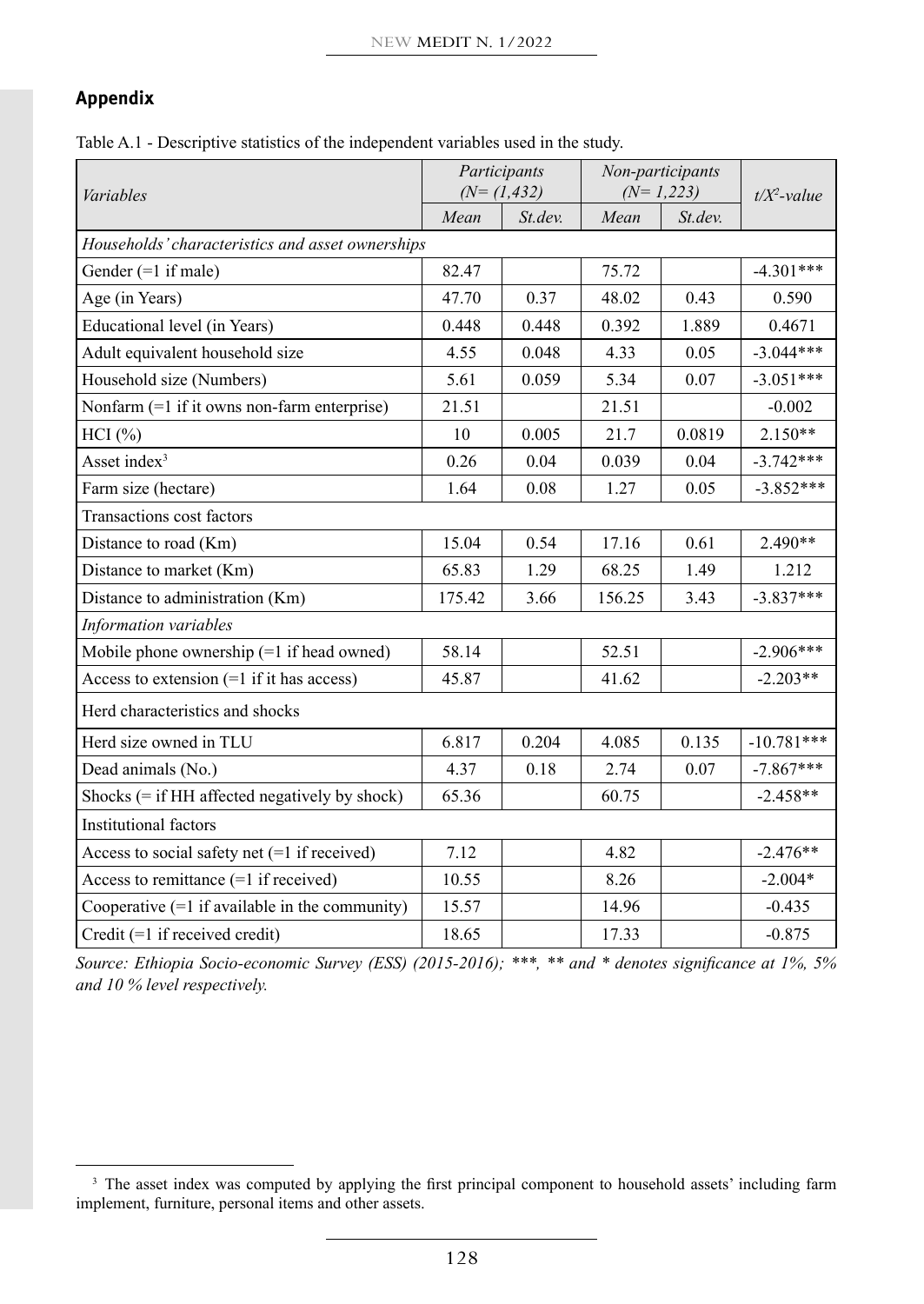## Appendix

Table A.1 - Descriptive statistics of the independent variables used in the study.

| Variables | Participants (N= (1,432) | | Non-participants (N= 1,223) | | $t/X^2$-value |
|---|---|---|---|---|---|
| | Mean | St.dev. | Mean | St.dev. | |
| *Households' characteristics and asset ownerships* | | | | | |
| Gender (=1 if male) | 82.47 | | 75.72 | | -4.301*** |
| Age (in Years) | 47.70 | 0.37 | 48.02 | 0.43 | 0.590 |
| Educational level (in Years) | 0.448 | 0.448 | 0.392 | 1.889 | 0.4671 |
| Adult equivalent household size | 4.55 | 0.048 | 4.33 | 0.05 | -3.044*** |
| Household size (Numbers) | 5.61 | 0.059 | 5.34 | 0.07 | -3.051*** |
| Nonfarm (=1 if it owns non-farm enterprise) | 21.51 | | 21.51 | | -0.002 |
| HCI (%) | 10 | 0.005 | 21.7 | 0.0819 | 2.150** |
| Asset index[3] | 0.26 | 0.04 | 0.039 | 0.04 | -3.742*** |
| Farm size (hectare) | 1.64 | 0.08 | 1.27 | 0.05 | -3.852*** |
| Transactions cost factors | | | | | |
| Distance to road (Km) | 15.04 | 0.54 | 17.16 | 0.61 | 2.490** |
| Distance to market (Km) | 65.83 | 1.29 | 68.25 | 1.49 | 1.212 |
| Distance to administration (Km) | 175.42 | 3.66 | 156.25 | 3.43 | -3.837*** |
| *Information variables* | | | | | |
| Mobile phone ownership (=1 if head owned) | 58.14 | | 52.51 | | -2.906*** |
| Access to extension (=1 if it has access) | 45.87 | | 41.62 | | -2.203** |
| Herd characteristics and shocks | | | | | |
| Herd size owned in TLU | 6.817 | 0.204 | 4.085 | 0.135 | -10.781*** |
| Dead animals (No.) | 4.37 | 0.18 | 2.74 | 0.07 | -7.867*** |
| Shocks (= if HH affected negatively by shock) | 65.36 | | 60.75 | | -2.458** |
| Institutional factors | | | | | |
| Access to social safety net (=1 if received) | 7.12 | | 4.82 | | -2.476** |
| Access to remittance (=1 if received) | 10.55 | | 8.26 | | -2.004* |
| Cooperative (=1 if available in the community) | 15.57 | | 14.96 | | -0.435 |
| Credit (=1 if received credit) | 18.65 | | 17.33 | | -0.875 |

*Source: Ethiopia Socio-economic Survey (ESS) (2015-2016); \*\*\*, \*\* and \* denotes significance at 1%, 5% and 10 % level respectively.*

[3] The asset index was computed by applying the first principal component to household assets' including farm implement, furniture, personal items and other assets.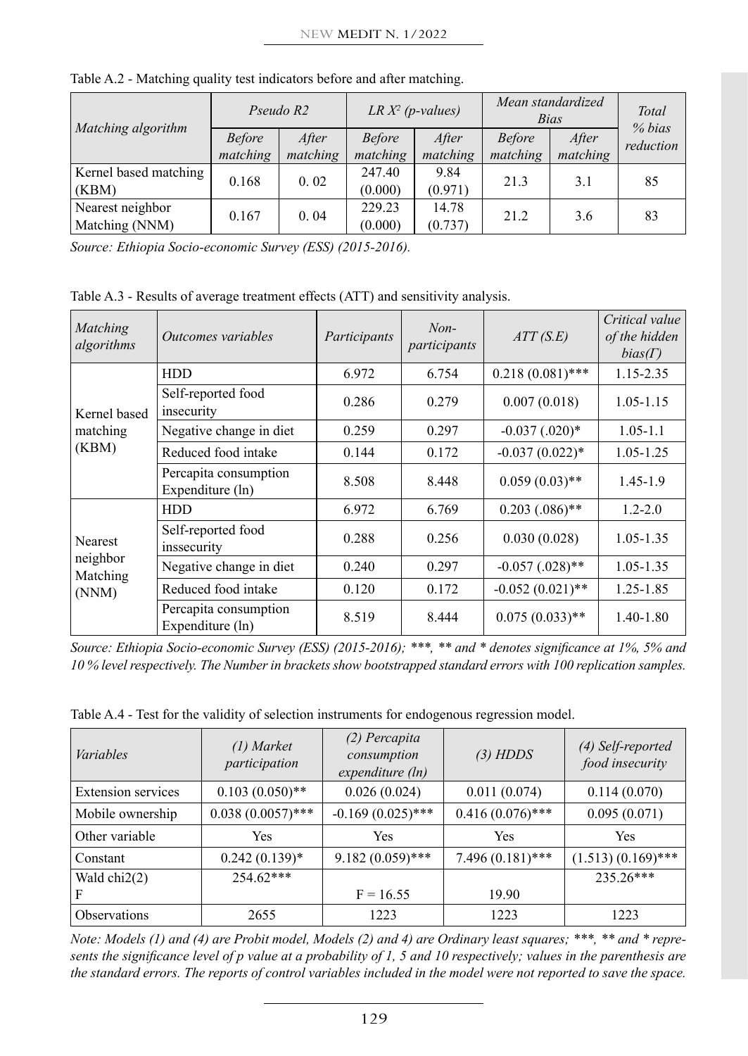Table A.2 - Matching quality test indicators before and after matching.

| *Matching algorithm* | *Pseudo R2* | | *LR $X^2$ (p-values)* | | *Mean standardized Bias* | | *Total % bias reduction* |
|---|---|---|---|---|---|---|---|
| | *Before matching* | *After matching* | *Before matching* | *After matching* | *Before matching* | *After matching* | |
| Kernel based matching (KBM) | 0.168 | 0. 02 | 247.40 (0.000) | 9.84 (0.971) | 21.3 | 3.1 | 85 |
| Nearest neighbor Matching (NNM) | 0.167 | 0. 04 | 229.23 (0.000) | 14.78 (0.737) | 21.2 | 3.6 | 83 |

*Source: Ethiopia Socio-economic Survey (ESS) (2015-2016).*

Table A.3 - Results of average treatment effects (ATT) and sensitivity analysis.

| *Matching algorithms* | *Outcomes variables* | *Participants* | *Non-participants* | *ATT (S.E)* | *Critical value of the hidden bias(Γ)* |
|---|---|---|---|---|---|
| Kernel based matching (KBM) | HDD | 6.972 | 6.754 | 0.218 (0.081)*** | 1.15-2.35 |
| | Self-reported food insecurity | 0.286 | 0.279 | 0.007 (0.018) | 1.05-1.15 |
| | Negative change in diet | 0.259 | 0.297 | -0.037 (.020)* | 1.05-1.1 |
| | Reduced food intake | 0.144 | 0.172 | -0.037 (0.022)* | 1.05-1.25 |
| | Percapita consumption Expenditure (ln) | 8.508 | 8.448 | 0.059 (0.03)** | 1.45-1.9 |
| Nearest neighbor Matching (NNM) | HDD | 6.972 | 6.769 | 0.203 (.086)** | 1.2-2.0 |
| | Self-reported food inssecurity | 0.288 | 0.256 | 0.030 (0.028) | 1.05-1.35 |
| | Negative change in diet | 0.240 | 0.297 | -0.057 (.028)** | 1.05-1.35 |
| | Reduced food intake | 0.120 | 0.172 | -0.052 (0.021)** | 1.25-1.85 |
| | Percapita consumption Expenditure (ln) | 8.519 | 8.444 | 0.075 (0.033)** | 1.40-1.80 |

*Source: Ethiopia Socio-economic Survey (ESS) (2015-2016); \*\*\*, \*\* and \* denotes significance at 1%, 5% and 10 % level respectively. The Number in brackets show bootstrapped standard errors with 100 replication samples.*

Table A.4 - Test for the validity of selection instruments for endogenous regression model.

| *Variables* | *(1) Market participation* | *(2) Percapita consumption expenditure (ln)* | *(3) HDDS* | *(4) Self-reported food insecurity* |
|---|---|---|---|---|
| Extension services | 0.103 (0.050)** | 0.026 (0.024) | 0.011 (0.074) | 0.114 (0.070) |
| Mobile ownership | 0.038 (0.0057)*** | -0.169 (0.025)*** | 0.416 (0.076)*** | 0.095 (0.071) |
| Other variable | Yes | Yes | Yes | Yes |
| Constant | 0.242 (0.139)* | 9.182 (0.059)*** | 7.496 (0.181)*** | (1.513) (0.169)*** |
| Wald chi2(2)<br>F | 254.62*** | F = 16.55 | 19.90 | 235.26*** |
| Observations | 2655 | 1223 | 1223 | 1223 |

*Note: Models (1) and (4) are Probit model, Models (2) and 4) are Ordinary least squares; \*\*\*, \*\* and \* represents the significance level of p value at a probability of 1, 5 and 10 respectively; values in the parenthesis are the standard errors. The reports of control variables included in the model were not reported to save the space.*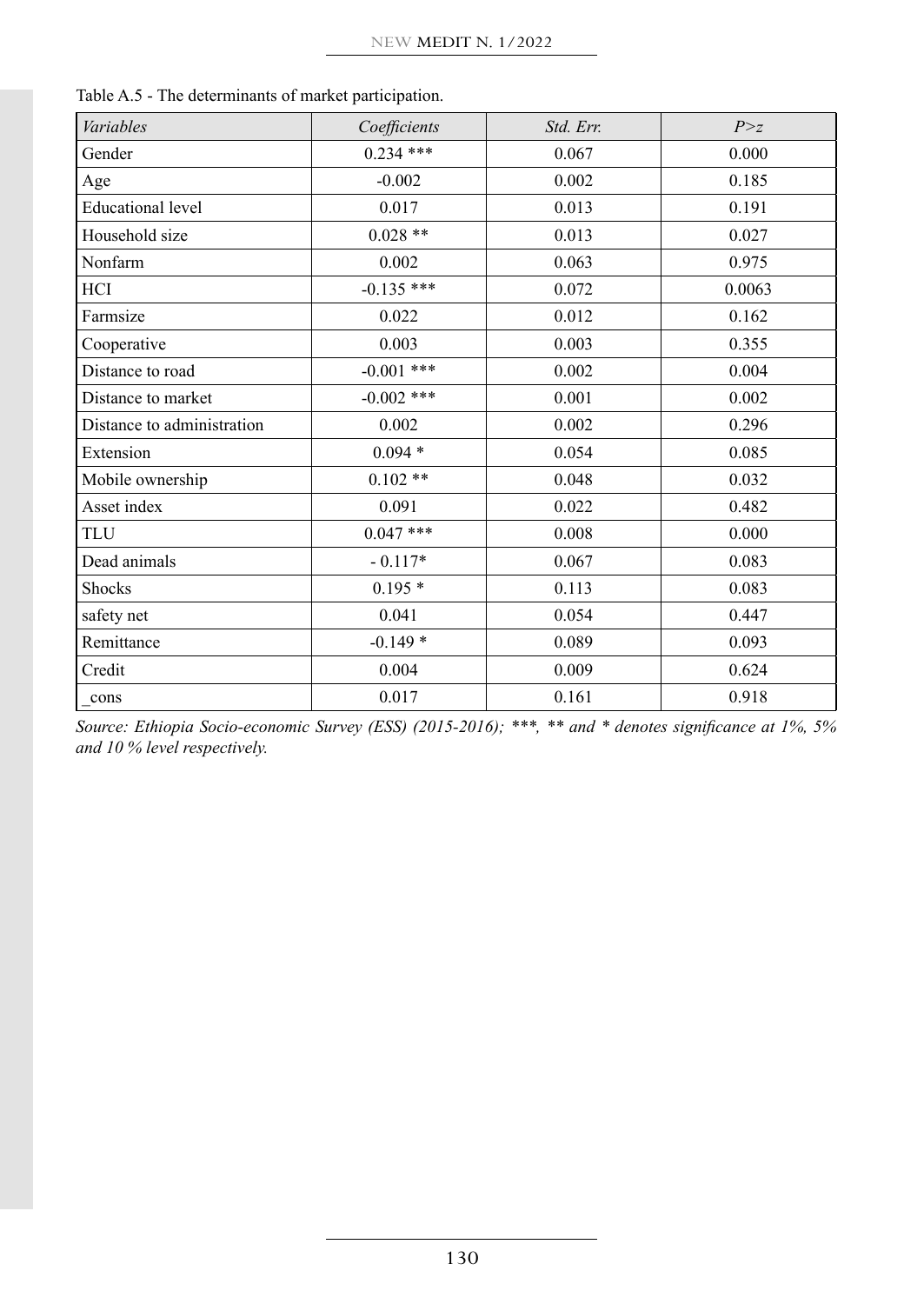Table A.5 - The determinants of market participation.

| *Variables* | *Coefficients* | *Std. Err.* | *P>z* |
|---|---|---|---|
| Gender | 0.234 *** | 0.067 | 0.000 |
| Age | -0.002 | 0.002 | 0.185 |
| Educational level | 0.017 | 0.013 | 0.191 |
| Household size | 0.028 ** | 0.013 | 0.027 |
| Nonfarm | 0.002 | 0.063 | 0.975 |
| HCI | -0.135 *** | 0.072 | 0.0063 |
| Farmsize | 0.022 | 0.012 | 0.162 |
| Cooperative | 0.003 | 0.003 | 0.355 |
| Distance to road | -0.001 *** | 0.002 | 0.004 |
| Distance to market | -0.002 *** | 0.001 | 0.002 |
| Distance to administration | 0.002 | 0.002 | 0.296 |
| Extension | 0.094 * | 0.054 | 0.085 |
| Mobile ownership | 0.102 ** | 0.048 | 0.032 |
| Asset index | 0.091 | 0.022 | 0.482 |
| TLU | 0.047 *** | 0.008 | 0.000 |
| Dead animals | - 0.117* | 0.067 | 0.083 |
| Shocks | 0.195 * | 0.113 | 0.083 |
| safety net | 0.041 | 0.054 | 0.447 |
| Remittance | -0.149 * | 0.089 | 0.093 |
| Credit | 0.004 | 0.009 | 0.624 |
| _cons | 0.017 | 0.161 | 0.918 |

*Source: Ethiopia Socio-economic Survey (ESS) (2015-2016); \*\*\*, \*\* and \* denotes significance at 1%, 5% and 10 % level respectively.*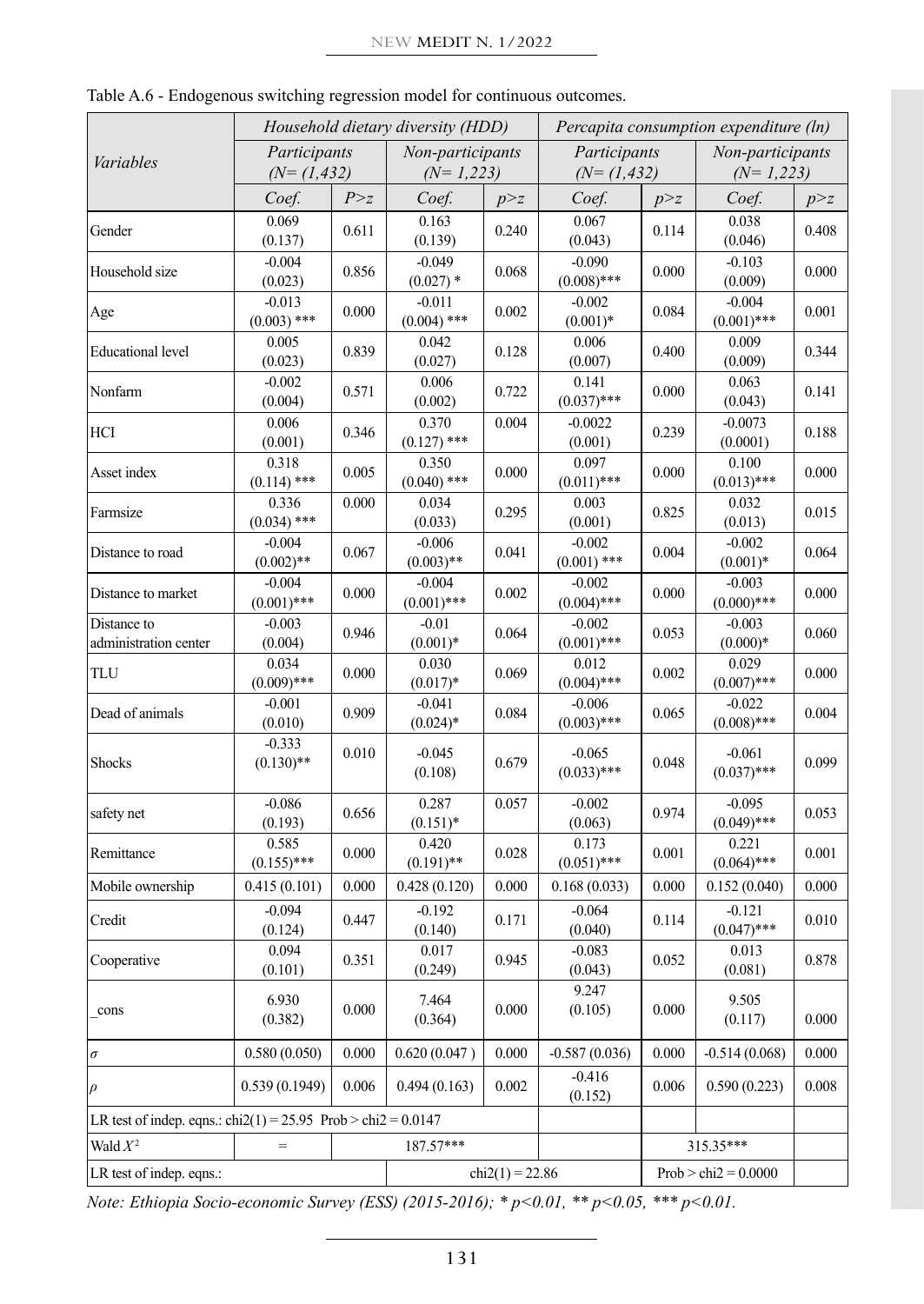Table A.6 - Endogenous switching regression model for continuous outcomes.

| *Variables* | *Household dietary diversity (HDD)* | | | | *Percapita consumption expenditure (ln)* | | | |
|---|---|---|---|---|---|---|---|---|
| | *Participants (N= (1,432)* | | *Non-participants (N= 1,223)* | | *Participants (N= (1,432)* | | *Non-participants (N= 1,223)* | |
| | *Coef.* | *P>z* | *Coef.* | *p>z* | *Coef.* | *p>z* | *Coef.* | *p>z* |
| Gender | 0.069 (0.137) | 0.611 | 0.163 (0.139) | 0.240 | 0.067 (0.043) | 0.114 | 0.038 (0.046) | 0.408 |
| Household size | -0.004 (0.023) | 0.856 | -0.049 (0.027) * | 0.068 | -0.090 (0.008)*** | 0.000 | -0.103 (0.009) | 0.000 |
| Age | -0.013 (0.003) *** | 0.000 | -0.011 (0.004) *** | 0.002 | -0.002 (0.001)* | 0.084 | -0.004 (0.001)*** | 0.001 |
| Educational level | 0.005 (0.023) | 0.839 | 0.042 (0.027) | 0.128 | 0.006 (0.007) | 0.400 | 0.009 (0.009) | 0.344 |
| Nonfarm | -0.002 (0.004) | 0.571 | 0.006 (0.002) | 0.722 | 0.141 (0.037)*** | 0.000 | 0.063 (0.043) | 0.141 |
| HCI | 0.006 (0.001) | 0.346 | 0.370 (0.127) *** | 0.004 | -0.0022 (0.001) | 0.239 | -0.0073 (0.0001) | 0.188 |
| Asset index | 0.318 (0.114) *** | 0.005 | 0.350 (0.040) *** | 0.000 | 0.097 (0.011)*** | 0.000 | 0.100 (0.013)*** | 0.000 |
| Farmsize | 0.336 (0.034) *** | 0.000 | 0.034 (0.033) | 0.295 | 0.003 (0.001) | 0.825 | 0.032 (0.013) | 0.015 |
| Distance to road | -0.004 (0.002)** | 0.067 | -0.006 (0.003)** | 0.041 | -0.002 (0.001) *** | 0.004 | -0.002 (0.001)* | 0.064 |
| Distance to market | -0.004 (0.001)*** | 0.000 | -0.004 (0.001)*** | 0.002 | -0.002 (0.004)*** | 0.000 | -0.003 (0.000)*** | 0.000 |
| Distance to administration center | -0.003 (0.004) | 0.946 | -0.01 (0.001)* | 0.064 | -0.002 (0.001)*** | 0.053 | -0.003 (0.000)* | 0.060 |
| TLU | 0.034 (0.009)*** | 0.000 | 0.030 (0.017)* | 0.069 | 0.012 (0.004)*** | 0.002 | 0.029 (0.007)*** | 0.000 |
| Dead of animals | -0.001 (0.010) | 0.909 | -0.041 (0.024)* | 0.084 | -0.006 (0.003)*** | 0.065 | -0.022 (0.008)*** | 0.004 |
| Shocks | -0.333 (0.130)** | 0.010 | -0.045 (0.108) | 0.679 | -0.065 (0.033)*** | 0.048 | -0.061 (0.037)*** | 0.099 |
| safety net | -0.086 (0.193) | 0.656 | 0.287 (0.151)* | 0.057 | -0.002 (0.063) | 0.974 | -0.095 (0.049)*** | 0.053 |
| Remittance | 0.585 (0.155)*** | 0.000 | 0.420 (0.191)** | 0.028 | 0.173 (0.051)*** | 0.001 | 0.221 (0.064)*** | 0.001 |
| Mobile ownership | 0.415 (0.101) | 0.000 | 0.428 (0.120) | 0.000 | 0.168 (0.033) | 0.000 | 0.152 (0.040) | 0.000 |
| Credit | -0.094 (0.124) | 0.447 | -0.192 (0.140) | 0.171 | -0.064 (0.040) | 0.114 | -0.121 (0.047)*** | 0.010 |
| Cooperative | 0.094 (0.101) | 0.351 | 0.017 (0.249) | 0.945 | -0.083 (0.043) | 0.052 | 0.013 (0.081) | 0.878 |
| _cons | 6.930 (0.382) | 0.000 | 7.464 (0.364) | 0.000 | 9.247 (0.105) | 0.000 | 9.505 (0.117) | 0.000 |
| $\sigma$ | 0.580 (0.050) | 0.000 | 0.620 (0.047 ) | 0.000 | -0.587 (0.036) | 0.000 | -0.514 (0.068) | 0.000 |
| $\rho$ | 0.539 (0.1949) | 0.006 | 0.494 (0.163) | 0.002 | -0.416 (0.152) | 0.006 | 0.590 (0.223) | 0.008 |
| LR test of indep. eqns.: chi2(1) = 25.95 Prob > chi2 = 0.0147 | | | | | | | | |
| Wald $X^2$ | = | 187.57*** | | | | 315.35*** | | |
| LR test of indep. eqns.: | | | chi2(1) = 22.86 | | | Prob > chi2 = 0.0000 | | |

*Note: Ethiopia Socio-economic Survey (ESS) (2015-2016); * p<0.01, ** p<0.05, *** p<0.01.*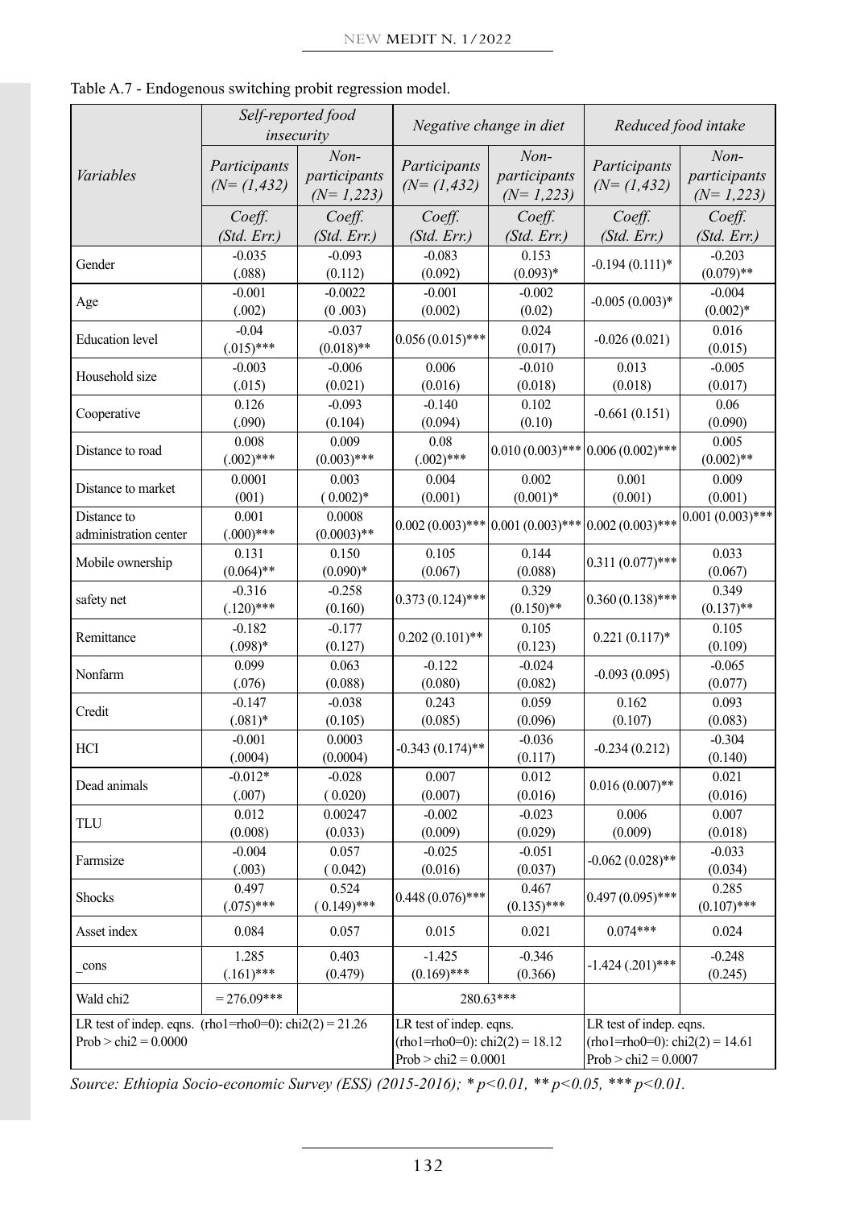Table A.7 - Endogenous switching probit regression model.

| *Variables* | *Self-reported food insecurity* | | *Negative change in diet* | | *Reduced food intake* | |
|---|---|---|---|---|---|---|
| | *Participants (N= (1,432)* | *Non-participants (N= 1,223)* | *Participants (N= (1,432)* | *Non-participants (N= 1,223)* | *Participants (N= (1,432)* | *Non-participants (N= 1,223)* |
| | *Coeff. (Std. Err.)* | *Coeff. (Std. Err.)* | *Coeff. (Std. Err.)* | *Coeff. (Std. Err.)* | *Coeff. (Std. Err.)* | *Coeff. (Std. Err.)* |
| Gender | -0.035 (.088) | -0.093 (0.112) | -0.083 (0.092) | 0.153 (0.093)* | -0.194 (0.111)* | -0.203 (0.079)** |
| Age | -0.001 (.002) | -0.0022 (0 .003) | -0.001 (0.002) | -0.002 (0.02) | -0.005 (0.003)* | -0.004 (0.002)* |
| Education level | -0.04 (.015)*** | -0.037 (0.018)** | 0.056 (0.015)*** | 0.024 (0.017) | -0.026 (0.021) | 0.016 (0.015) |
| Household size | -0.003 (.015) | -0.006 (0.021) | 0.006 (0.016) | -0.010 (0.018) | 0.013 (0.018) | -0.005 (0.017) |
| Cooperative | 0.126 (.090) | -0.093 (0.104) | -0.140 (0.094) | 0.102 (0.10) | -0.661 (0.151) | 0.06 (0.090) |
| Distance to road | 0.008 (.002)*** | 0.009 (0.003)*** | 0.08 (.002)*** | 0.010 (0.003)*** | 0.006 (0.002)*** | 0.005 (0.002)** |
| Distance to market | 0.0001 (001) | 0.003 ( 0.002)* | 0.004 (0.001) | 0.002 (0.001)* | 0.001 (0.001) | 0.009 (0.001) |
| Distance to administration center | 0.001 (.000)*** | 0.0008 (0.0003)** | 0.002 (0.003)*** | 0.001 (0.003)*** | 0.002 (0.003)*** | 0.001 (0.003)*** |
| Mobile ownership | 0.131 (0.064)** | 0.150 (0.090)* | 0.105 (0.067) | 0.144 (0.088) | 0.311 (0.077)*** | 0.033 (0.067) |
| safety net | -0.316 (.120)*** | -0.258 (0.160) | 0.373 (0.124)*** | 0.329 (0.150)** | 0.360 (0.138)*** | 0.349 (0.137)** |
| Remittance | -0.182 (.098)* | -0.177 (0.127) | 0.202 (0.101)** | 0.105 (0.123) | 0.221 (0.117)* | 0.105 (0.109) |
| Nonfarm | 0.099 (.076) | 0.063 (0.088) | -0.122 (0.080) | -0.024 (0.082) | -0.093 (0.095) | -0.065 (0.077) |
| Credit | -0.147 (.081)* | -0.038 (0.105) | 0.243 (0.085) | 0.059 (0.096) | 0.162 (0.107) | 0.093 (0.083) |
| HCI | -0.001 (.0004) | 0.0003 (0.0004) | -0.343 (0.174)** | -0.036 (0.117) | -0.234 (0.212) | -0.304 (0.140) |
| Dead animals | -0.012* (.007) | -0.028 ( 0.020) | 0.007 (0.007) | 0.012 (0.016) | 0.016 (0.007)** | 0.021 (0.016) |
| TLU | 0.012 (0.008) | 0.00247 (0.033) | -0.002 (0.009) | -0.023 (0.029) | 0.006 (0.009) | 0.007 (0.018) |
| Farmsize | -0.004 (.003) | 0.057 ( 0.042) | -0.025 (0.016) | -0.051 (0.037) | -0.062 (0.028)** | -0.033 (0.034) |
| Shocks | 0.497 (.075)*** | 0.524 ( 0.149)*** | 0.448 (0.076)*** | 0.467 (0.135)*** | 0.497 (0.095)*** | 0.285 (0.107)*** |
| Asset index | 0.084 | 0.057 | 0.015 | 0.021 | 0.074*** | 0.024 |
| _cons | 1.285 (.161)*** | 0.403 (0.479) | -1.425 (0.169)*** | -0.346 (0.366) | -1.424 (.201)*** | -0.248 (0.245) |
| Wald chi2 | = 276.09*** | | 280.63*** | | | |
| LR test of indep. eqns. (rho1=rho0=0): chi2(2) = 21.26 Prob > chi2 = 0.0000 | | | LR test of indep. eqns. (rho1=rho0=0): chi2(2) = 18.12 Prob > chi2 = 0.0001 | | LR test of indep. eqns. (rho1=rho0=0): chi2(2) = 14.61 Prob > chi2 = 0.0007 | |

*Source: Ethiopia Socio-economic Survey (ESS) (2015-2016); * p<0.01, ** p<0.05, *** p<0.01.*